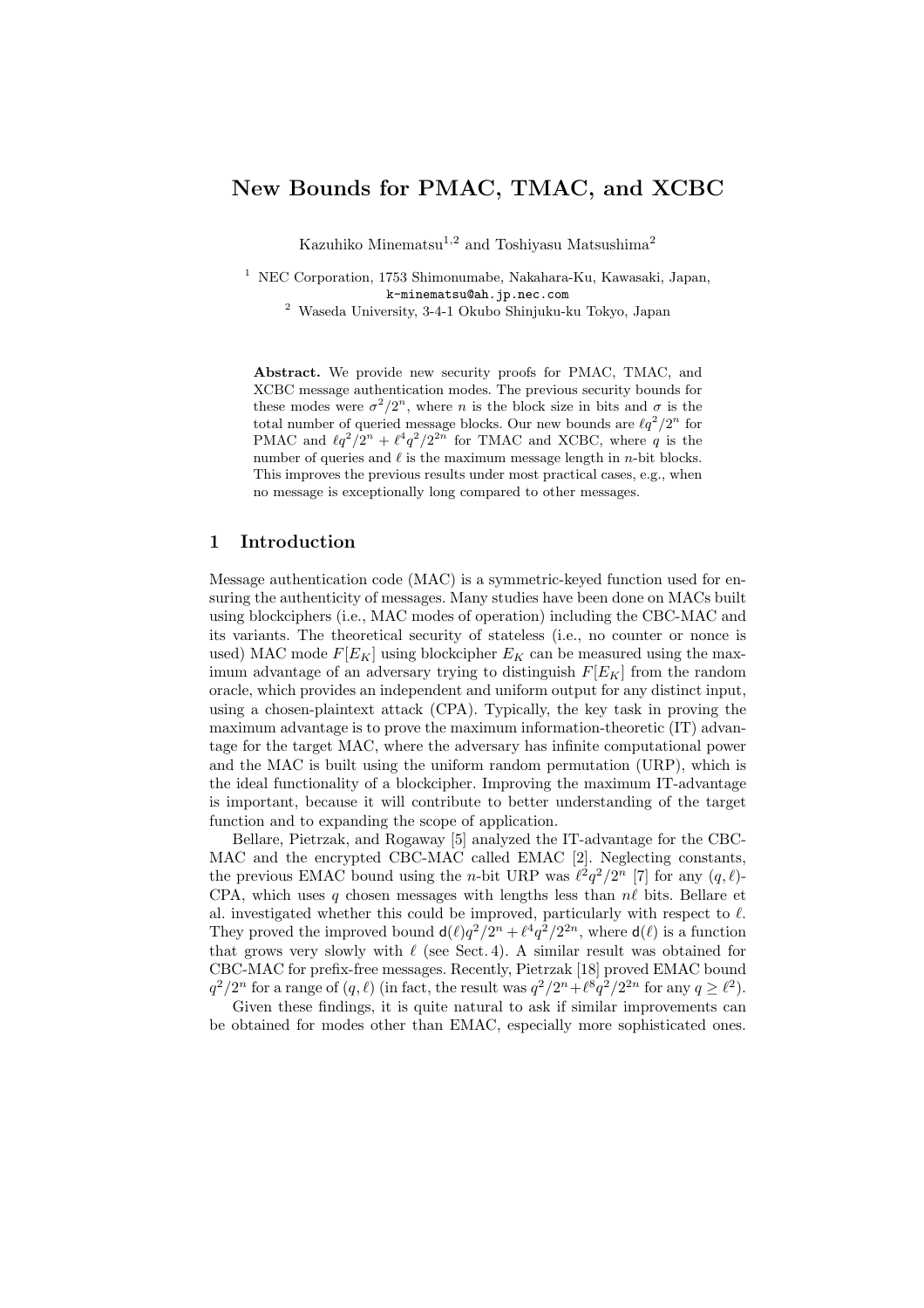# New Bounds for PMAC, TMAC, and XCBC

Kazuhiko Minematsu[1,2] and Toshiyasu Matsushima[2]

[1] NEC Corporation, 1753 Shimonumabe, Nakahara-Ku, Kawasaki, Japan, k-minematsu@ah.jp.nec.com

[2] Waseda University, 3-4-1 Okubo Shinjuku-ku Tokyo, Japan

**Abstract.** We provide new security proofs for PMAC, TMAC, and XCBC message authentication modes. The previous security bounds for these modes were $\sigma^2/2^n$, where $n$ is the block size in bits and $\sigma$ is the total number of queried message blocks. Our new bounds are $\ell q^2/2^n$ for PMAC and $\ell q^2/2^n + \ell^4 q^2/2^{2n}$ for TMAC and XCBC, where $q$ is the number of queries and $\ell$ is the maximum message length in $n$-bit blocks. This improves the previous results under most practical cases, e.g., when no message is exceptionally long compared to other messages.

## 1 Introduction

Message authentication code (MAC) is a symmetric-keyed function used for ensuring the authenticity of messages. Many studies have been done on MACs built using blockciphers (i.e., MAC modes of operation) including the CBC-MAC and its variants. The theoretical security of stateless (i.e., no counter or nonce is used) MAC mode $F[E_K]$ using blockcipher $E_K$ can be measured using the maximum advantage of an adversary trying to distinguish $F[E_K]$ from the random oracle, which provides an independent and uniform output for any distinct input, using a chosen-plaintext attack (CPA). Typically, the key task in proving the maximum advantage is to prove the maximum information-theoretic (IT) advantage for the target MAC, where the adversary has infinite computational power and the MAC is built using the uniform random permutation (URP), which is the ideal functionality of a blockcipher. Improving the maximum IT-advantage is important, because it will contribute to better understanding of the target function and to expanding the scope of application.

Bellare, Pietrzak, and Rogaway [5] analyzed the IT-advantage for the CBC-MAC and the encrypted CBC-MAC called EMAC [2]. Neglecting constants, the previous EMAC bound using the $n$-bit URP was $\ell^2 q^2/2^n$ [7] for any $(q, \ell)$-CPA, which uses $q$ chosen messages with lengths less than $n\ell$ bits. Bellare et al. investigated whether this could be improved, particularly with respect to $\ell$. They proved the improved bound $\mathsf{d}(\ell)q^2/2^n + \ell^4 q^2/2^{2n}$, where $\mathsf{d}(\ell)$ is a function that grows very slowly with $\ell$ (see Sect. 4). A similar result was obtained for CBC-MAC for prefix-free messages. Recently, Pietrzak [18] proved EMAC bound $q^2/2^n$ for a range of $(q, \ell)$ (in fact, the result was $q^2/2^n + \ell^8 q^2/2^{2n}$ for any $q \geq \ell^2$).

Given these findings, it is quite natural to ask if similar improvements can be obtained for modes other than EMAC, especially more sophisticated ones.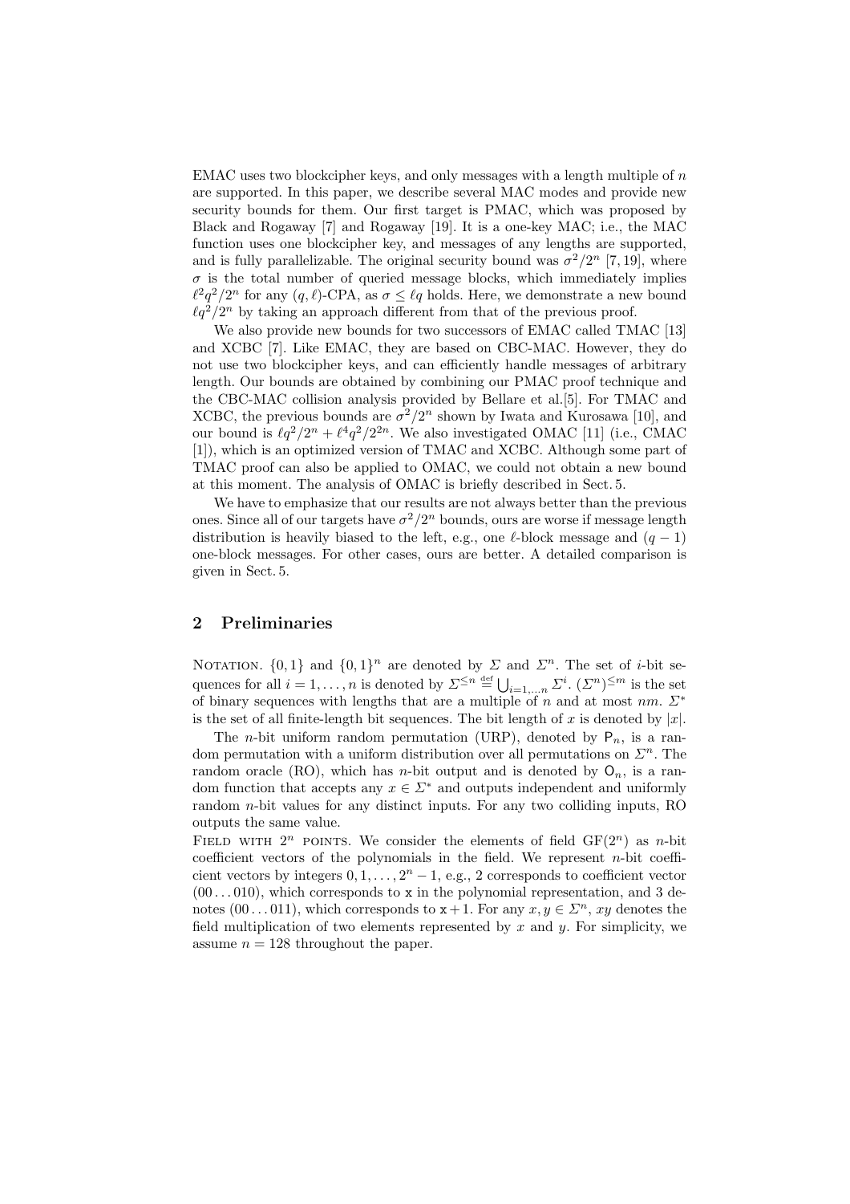EMAC uses two blockcipher keys, and only messages with a length multiple of $n$ are supported. In this paper, we describe several MAC modes and provide new security bounds for them. Our first target is PMAC, which was proposed by Black and Rogaway [7] and Rogaway [19]. It is a one-key MAC; i.e., the MAC function uses one blockcipher key, and messages of any lengths are supported, and is fully parallelizable. The original security bound was $\sigma^2/2^n$ [7, 19], where $\sigma$ is the total number of queried message blocks, which immediately implies $\ell^2 q^2/2^n$ for any $(q, \ell)$-CPA, as $\sigma \leq \ell q$ holds. Here, we demonstrate a new bound $\ell q^2/2^n$ by taking an approach different from that of the previous proof.

We also provide new bounds for two successors of EMAC called TMAC [13] and XCBC [7]. Like EMAC, they are based on CBC-MAC. However, they do not use two blockcipher keys, and can efficiently handle messages of arbitrary length. Our bounds are obtained by combining our PMAC proof technique and the CBC-MAC collision analysis provided by Bellare et al.[5]. For TMAC and XCBC, the previous bounds are $\sigma^2/2^n$ shown by Iwata and Kurosawa [10], and our bound is $\ell q^2/2^n + \ell^4 q^2/2^{2n}$. We also investigated OMAC [11] (i.e., CMAC [1]), which is an optimized version of TMAC and XCBC. Although some part of TMAC proof can also be applied to OMAC, we could not obtain a new bound at this moment. The analysis of OMAC is briefly described in Sect. 5.

We have to emphasize that our results are not always better than the previous ones. Since all of our targets have $\sigma^2/2^n$ bounds, ours are worse if message length distribution is heavily biased to the left, e.g., one $\ell$-block message and $(q-1)$ one-block messages. For other cases, ours are better. A detailed comparison is given in Sect. 5.

## 2 Preliminaries

Notation. $\{0,1\}$ and $\{0,1\}^n$ are denoted by $\Sigma$ and $\Sigma^n$. The set of $i$-bit sequences for all $i = 1, \ldots, n$ is denoted by $\Sigma^{\leq n} \stackrel{\text{def}}{=} \bigcup_{i=1,\ldots n} \Sigma^i$. $(\Sigma^n)^{\leq m}$ is the set of binary sequences with lengths that are a multiple of $n$ and at most $nm$. $\Sigma^*$ is the set of all finite-length bit sequences. The bit length of $x$ is denoted by $|x|$.

The $n$-bit uniform random permutation (URP), denoted by $\mathsf{P}_n$, is a random permutation with a uniform distribution over all permutations on $\Sigma^n$. The random oracle (RO), which has $n$-bit output and is denoted by $\mathsf{O}_n$, is a random function that accepts any $x \in \Sigma^*$ and outputs independent and uniformly random $n$-bit values for any distinct inputs. For any two colliding inputs, RO outputs the same value.

Field with $2^n$ points. We consider the elements of field $\mathrm{GF}(2^n)$ as $n$-bit coefficient vectors of the polynomials in the field. We represent $n$-bit coefficient vectors by integers $0, 1, \ldots, 2^n - 1$, e.g., 2 corresponds to coefficient vector $(00\ldots010)$, which corresponds to $\mathtt{x}$ in the polynomial representation, and 3 denotes $(00\ldots011)$, which corresponds to $\mathtt{x}+1$. For any $x, y \in \Sigma^n$, $xy$ denotes the field multiplication of two elements represented by $x$ and $y$. For simplicity, we assume $n = 128$ throughout the paper.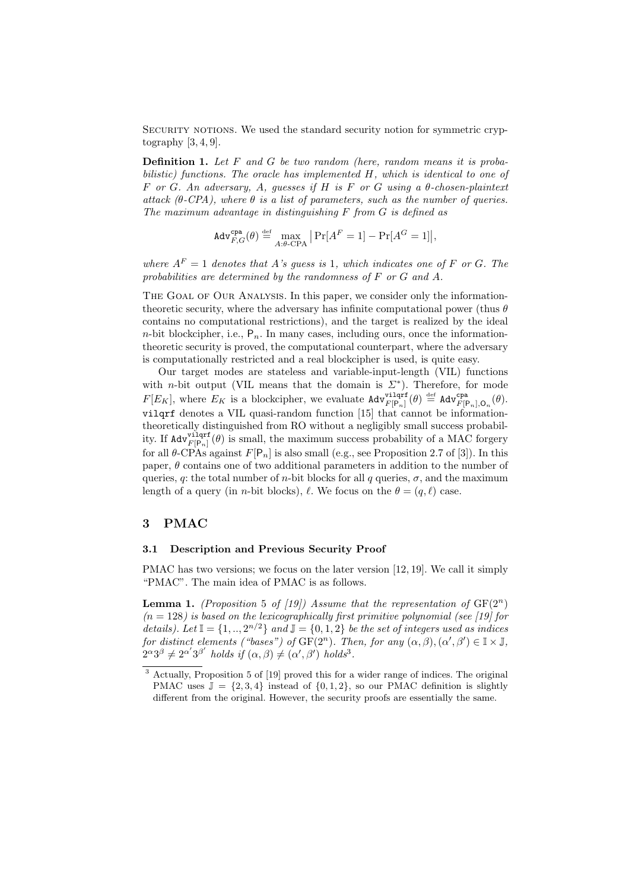Security notions. We used the standard security notion for symmetric cryptography [3, 4, 9].

**Definition 1.** *Let $F$ and $G$ be two random (here, random means it is probabilistic) functions. The oracle has implemented $H$, which is identical to one of $F$ or $G$. An adversary, $A$, guesses if $H$ is $F$ or $G$ using a $\theta$-chosen-plaintext attack ($\theta$-CPA), where $\theta$ is a list of parameters, such as the number of queries. The maximum advantage in distinguishing $F$ from $G$ is defined as*

$$\mathtt{Adv}^{\mathtt{cpa}}_{F,G}(\theta) \stackrel{\text{def}}{=} \max_{A:\theta\text{-CPA}} \left| \Pr[A^F = 1] - \Pr[A^G = 1] \right|,$$

*where $A^F = 1$ denotes that $A$'s guess is 1, which indicates one of $F$ or $G$. The probabilities are determined by the randomness of $F$ or $G$ and $A$.*

The Goal of Our Analysis. In this paper, we consider only the information-theoretic security, where the adversary has infinite computational power (thus $\theta$ contains no computational restrictions), and the target is realized by the ideal $n$-bit blockcipher, i.e., $\mathsf{P}_n$. In many cases, including ours, once the information-theoretic security is proved, the computational counterpart, where the adversary is computationally restricted and a real blockcipher is used, is quite easy.

Our target modes are stateless and variable-input-length (VIL) functions with $n$-bit output (VIL means that the domain is $\Sigma^*$). Therefore, for mode $F[E_K]$, where $E_K$ is a blockcipher, we evaluate $\mathtt{Adv}^{\mathtt{vilqrf}}_{F[\mathsf{P}_n]}(\theta) \stackrel{\text{def}}{=} \mathtt{Adv}^{\mathtt{cpa}}_{F[\mathsf{P}_n],\mathsf{O}_n}(\theta)$. vilqrf denotes a VIL quasi-random function [15] that cannot be information-theoretically distinguished from RO without a negligibly small success probability. If $\mathtt{Adv}^{\mathtt{vilqrf}}_{F[\mathsf{P}_n]}(\theta)$ is small, the maximum success probability of a MAC forgery for all $\theta$-CPAs against $F[\mathsf{P}_n]$ is also small (e.g., see Proposition 2.7 of [3]). In this paper, $\theta$ contains one of two additional parameters in addition to the number of queries, $q$: the total number of $n$-bit blocks for all $q$ queries, $\sigma$, and the maximum length of a query (in $n$-bit blocks), $\ell$. We focus on the $\theta = (q, \ell)$ case.

# 3 PMAC

## 3.1 Description and Previous Security Proof

PMAC has two versions; we focus on the later version [12, 19]. We call it simply "PMAC". The main idea of PMAC is as follows.

**Lemma 1.** *(Proposition 5 of [19]) Assume that the representation of $\mathrm{GF}(2^n)$ ($n = 128$) is based on the lexicographically first primitive polynomial (see [19] for details). Let $\mathbb{I} = \{1, .., 2^{n/2}\}$ and $\mathbb{J} = \{0, 1, 2\}$ be the set of integers used as indices for distinct elements ("bases") of $\mathrm{GF}(2^n)$. Then, for any $(\alpha, \beta), (\alpha', \beta') \in \mathbb{I} \times \mathbb{J}$, $2^\alpha 3^\beta \neq 2^{\alpha'} 3^{\beta'}$ holds if $(\alpha, \beta) \neq (\alpha', \beta')$ holds*[3].

[3] Actually, Proposition 5 of [19] proved this for a wider range of indices. The original PMAC uses $\mathbb{J} = \{2, 3, 4\}$ instead of $\{0, 1, 2\}$, so our PMAC definition is slightly different from the original. However, the security proofs are essentially the same.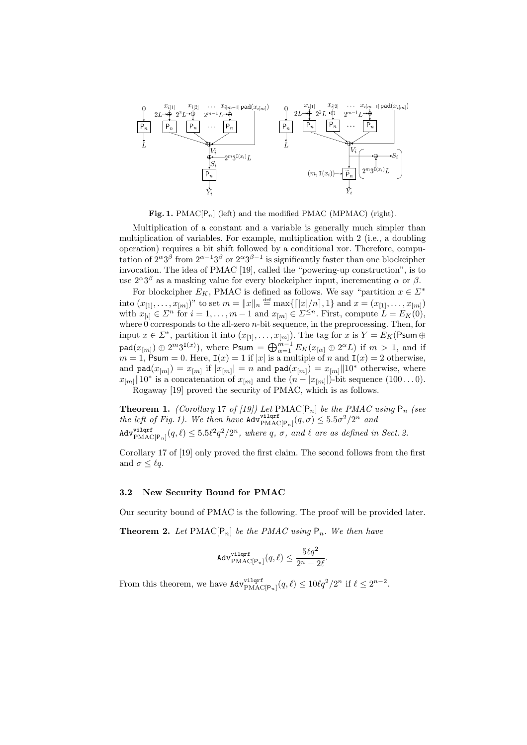**Fig. 1.** PMAC[$\mathsf{P}_n$] (left) and the modified PMAC (MPMAC) (right).

Multiplication of a constant and a variable is generally much simpler than multiplication of variables. For example, multiplication with 2 (i.e., a doubling operation) requires a bit shift followed by a conditional xor. Therefore, computation of $2^\alpha 3^\beta$ from $2^{\alpha-1}3^\beta$ or $2^\alpha 3^{\beta-1}$ is significantly faster than one blockcipher invocation. The idea of PMAC [19], called the "powering-up construction", is to use $2^\alpha 3^\beta$ as a masking value for every blockcipher input, incrementing $\alpha$ or $\beta$.

For blockcipher $E_K$, PMAC is defined as follows. We say "partition $x \in \Sigma^*$ into $(x_{[1]}, \ldots, x_{[m]})$" to set $m = \|x\|_n \stackrel{\text{def}}{=} \max\{\lceil |x|/n \rceil, 1\}$ and $x = (x_{[1]}, \ldots, x_{[m]})$ with $x_{[i]} \in \Sigma^n$ for $i = 1, \ldots, m-1$ and $x_{[m]} \in \Sigma^{\leq n}$. First, compute $L = E_K(0)$, where 0 corresponds to the all-zero $n$-bit sequence, in the preprocessing. Then, for input $x \in \Sigma^*$, partition it into $(x_{[1]}, \ldots, x_{[m]})$. The tag for $x$ is $Y = E_K(\mathsf{Psum} \oplus \mathtt{pad}(x_{[m]}) \oplus 2^m 3^{\mathtt{I}(x)})$, where $\mathsf{Psum} = \bigoplus_{\alpha=1}^{m-1} E_K(x_{[\alpha]} \oplus 2^\alpha L)$ if $m > 1$, and if $m = 1$, $\mathsf{Psum} = 0$. Here, $\mathtt{I}(x) = 1$ if $|x|$ is a multiple of $n$ and $\mathtt{I}(x) = 2$ otherwise, and $\mathtt{pad}(x_{[m]}) = x_{[m]}$ if $|x_{[m]}| = n$ and $\mathtt{pad}(x_{[m]}) = x_{[m]} \| 10^*$ otherwise, where $x_{[m]} \| 10^*$ is a concatenation of $x_{[m]}$ and the $(n - |x_{[m]}|)$-bit sequence $(100\ldots0)$.

Rogaway [19] proved the security of PMAC, which is as follows.

**Theorem 1.** *(Corollary 17 of [19]) Let* PMAC[$\mathsf{P}_n$] *be the PMAC using* $\mathsf{P}_n$ *(see the left of Fig. 1). We then have* $\mathtt{Adv}^{\mathtt{vilqrf}}_{\mathrm{PMAC}[\mathsf{P}_n]}(q, \sigma) \leq 5.5\sigma^2/2^n$ *and* $\mathtt{Adv}^{\mathtt{vilqrf}}_{\mathrm{PMAC}[\mathsf{P}_n]}(q, \ell) \leq 5.5\ell^2 q^2/2^n$*, where* $q$*,* $\sigma$*, and* $\ell$ *are as defined in Sect. 2.*

Corollary 17 of [19] only proved the first claim. The second follows from the first and $\sigma \leq \ell q$.

### 3.2 New Security Bound for PMAC

Our security bound of PMAC is the following. The proof will be provided later.

**Theorem 2.** *Let* PMAC[$\mathsf{P}_n$] *be the PMAC using* $\mathsf{P}_n$*. We then have*

$$\mathtt{Adv}^{\mathtt{vilqrf}}_{\mathrm{PMAC}[\mathsf{P}_n]}(q, \ell) \leq \frac{5\ell q^2}{2^n - 2\ell}.$$

From this theorem, we have $\mathtt{Adv}^{\mathtt{vilqrf}}_{\mathrm{PMAC}[\mathsf{P}_n]}(q, \ell) \leq 10\ell q^2/2^n$ if $\ell \leq 2^{n-2}$.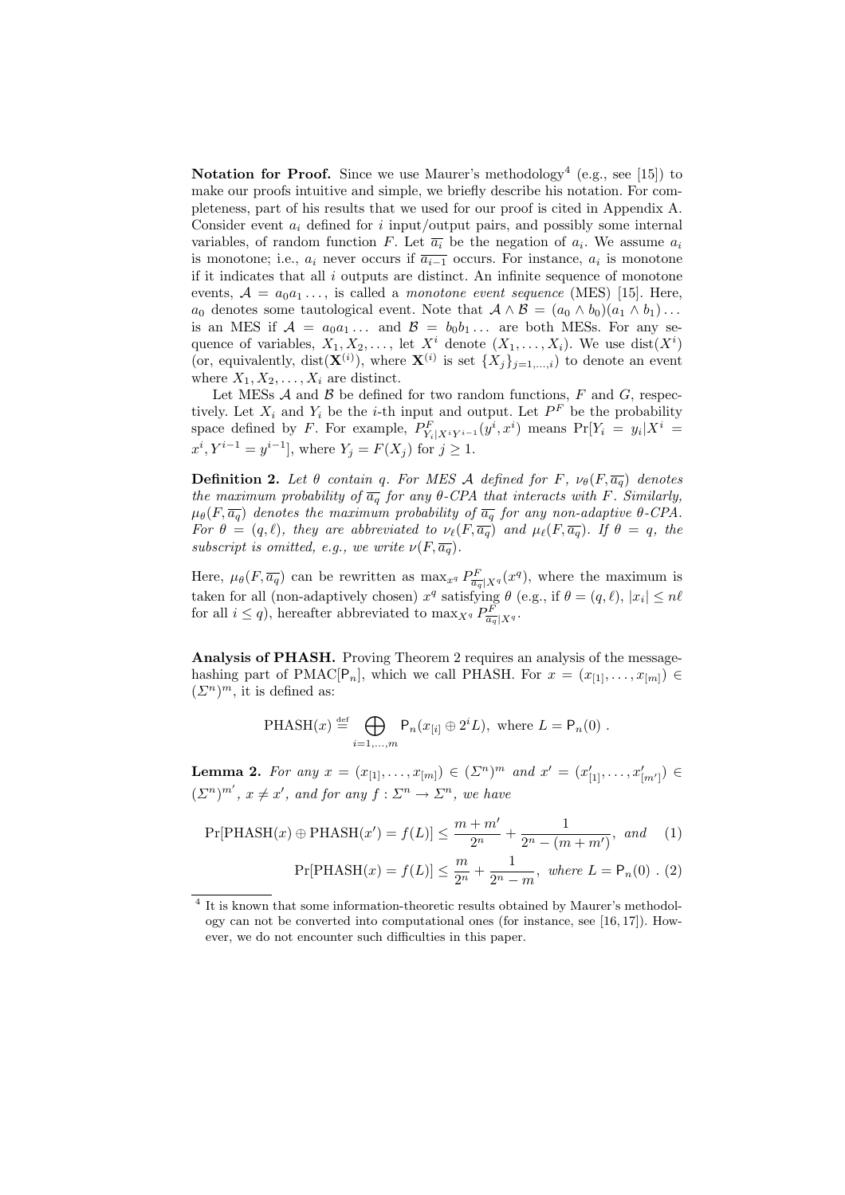**Notation for Proof.** Since we use Maurer's methodology[4] (e.g., see [15]) to make our proofs intuitive and simple, we briefly describe his notation. For completeness, part of his results that we used for our proof is cited in Appendix A. Consider event $a_i$ defined for $i$ input/output pairs, and possibly some internal variables, of random function $F$. Let $\overline{a_i}$ be the negation of $a_i$. We assume $a_i$ is monotone; i.e., $a_i$ never occurs if $\overline{a_{i-1}}$ occurs. For instance, $a_i$ is monotone if it indicates that all $i$ outputs are distinct. An infinite sequence of monotone events, $\mathcal{A} = a_0 a_1 \ldots$, is called a *monotone event sequence* (MES) [15]. Here, $a_0$ denotes some tautological event. Note that $\mathcal{A} \wedge \mathcal{B} = (a_0 \wedge b_0)(a_1 \wedge b_1)\ldots$ is an MES if $\mathcal{A} = a_0 a_1 \ldots$ and $\mathcal{B} = b_0 b_1 \ldots$ are both MESs. For any sequence of variables, $X_1, X_2, \ldots$, let $X^i$ denote $(X_1, \ldots, X_i)$. We use $\mathrm{dist}(X^i)$ (or, equivalently, $\mathrm{dist}(\mathbf{X}^{(i)})$, where $\mathbf{X}^{(i)}$ is set $\{X_j\}_{j=1,\ldots,i}$) to denote an event where $X_1, X_2, \ldots, X_i$ are distinct.

Let MESs $\mathcal{A}$ and $\mathcal{B}$ be defined for two random functions, $F$ and $G$, respectively. Let $X_i$ and $Y_i$ be the $i$-th input and output. Let $P^F$ be the probability space defined by $F$. For example, $P^F_{Y_i|X^iY^{i-1}}(y^i, x^i)$ means $\Pr[Y_i = y_i | X^i = x^i, Y^{i-1} = y^{i-1}]$, where $Y_j = F(X_j)$ for $j \geq 1$.

**Definition 2.** *Let $\theta$ contain $q$. For MES $\mathcal{A}$ defined for $F$, $\nu_\theta(F, \overline{a_q})$ denotes the maximum probability of $\overline{a_q}$ for any $\theta$-CPA that interacts with $F$. Similarly, $\mu_\theta(F, \overline{a_q})$ denotes the maximum probability of $\overline{a_q}$ for any non-adaptive $\theta$-CPA. For $\theta = (q, \ell)$, they are abbreviated to $\nu_\ell(F, \overline{a_q})$ and $\mu_\ell(F, \overline{a_q})$. If $\theta = q$, the subscript is omitted, e.g., we write $\nu(F, \overline{a_q})$.*

Here, $\mu_\theta(F, \overline{a_q})$ can be rewritten as $\max_{x^q} P^F_{\overline{a_q}|X^q}(x^q)$, where the maximum is taken for all (non-adaptively chosen) $x^q$ satisfying $\theta$ (e.g., if $\theta = (q, \ell)$, $|x_i| \leq n\ell$ for all $i \leq q$), hereafter abbreviated to $\max_{X^q} P^F_{\overline{a_q}|X^q}$.

**Analysis of PHASH.** Proving Theorem 2 requires an analysis of the message-hashing part of PMAC[$\mathsf{P}_n$], which we call PHASH. For $x = (x_{[1]}, \ldots, x_{[m]}) \in (\Sigma^n)^m$, it is defined as:

$$\mathrm{PHASH}(x) \stackrel{\mathrm{def}}{=} \bigoplus_{i=1,\ldots,m} \mathsf{P}_n(x_{[i]} \oplus 2^i L), \text{ where } L = \mathsf{P}_n(0) \ .$$

**Lemma 2.** *For any $x = (x_{[1]}, \ldots, x_{[m]}) \in (\Sigma^n)^m$ and $x' = (x'_{[1]}, \ldots, x'_{[m']}) \in (\Sigma^n)^{m'}$, $x \neq x'$, and for any $f : \Sigma^n \to \Sigma^n$, we have*

$$\Pr[\mathrm{PHASH}(x) \oplus \mathrm{PHASH}(x') = f(L)] \leq \frac{m + m'}{2^n} + \frac{1}{2^n - (m + m')}, \text{ and} \quad (1)$$

$$\Pr[\mathrm{PHASH}(x) = f(L)] \leq \frac{m}{2^n} + \frac{1}{2^n - m}, \text{ where } L = \mathsf{P}_n(0) \ . \quad (2)$$

---

[4] It is known that some information-theoretic results obtained by Maurer's methodology can not be converted into computational ones (for instance, see [16, 17]). However, we do not encounter such difficulties in this paper.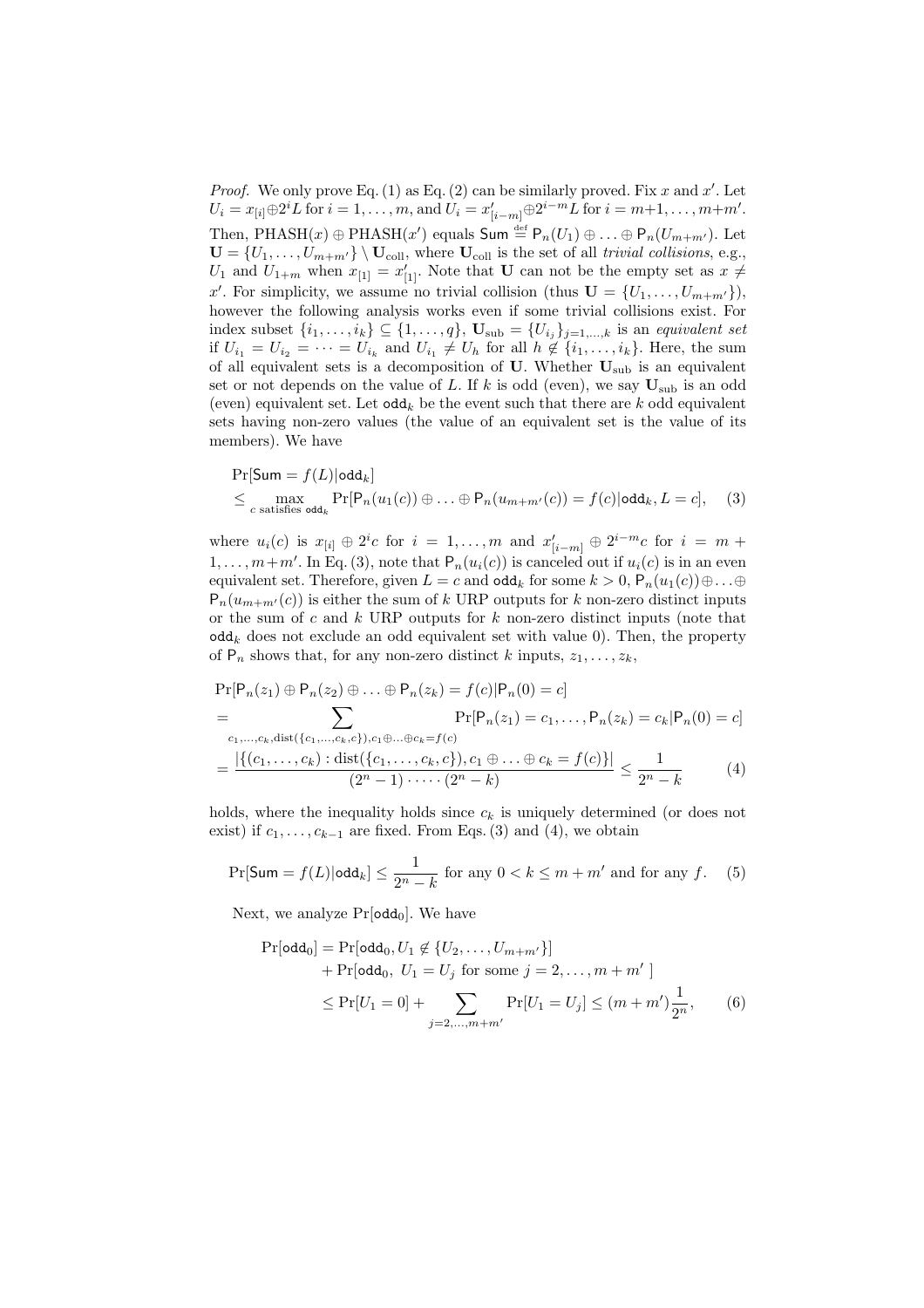*Proof.* We only prove Eq. (1) as Eq. (2) can be similarly proved. Fix $x$ and $x'$. Let $U_i = x_{[i]} \oplus 2^i L$ for $i = 1, \ldots, m$, and $U_i = x'_{[i-m]} \oplus 2^{i-m} L$ for $i = m+1, \ldots, m+m'$. Then, $\mathrm{PHASH}(x) \oplus \mathrm{PHASH}(x')$ equals $\mathsf{Sum} \stackrel{\mathrm{def}}{=} \mathsf{P}_n(U_1) \oplus \ldots \oplus \mathsf{P}_n(U_{m+m'})$. Let $\mathbf{U} = \{U_1, \ldots, U_{m+m'}\} \setminus \mathbf{U}_{\mathrm{coll}}$, where $\mathbf{U}_{\mathrm{coll}}$ is the set of all *trivial collisions*, e.g., $U_1$ and $U_{1+m}$ when $x_{[1]} = x'_{[1]}$. Note that $\mathbf{U}$ can not be the empty set as $x \neq x'$. For simplicity, we assume no trivial collision (thus $\mathbf{U} = \{U_1, \ldots, U_{m+m'}\}$), however the following analysis works even if some trivial collisions exist. For index subset $\{i_1, \ldots, i_k\} \subseteq \{1, \ldots, q\}$, $\mathbf{U}_{\mathrm{sub}} = \{U_{i_j}\}_{j=1,\ldots,k}$ is an *equivalent set* if $U_{i_1} = U_{i_2} = \cdots = U_{i_k}$ and $U_{i_1} \neq U_h$ for all $h \notin \{i_1, \ldots, i_k\}$. Here, the sum of all equivalent sets is a decomposition of $\mathbf{U}$. Whether $\mathbf{U}_{\mathrm{sub}}$ is an equivalent set or not depends on the value of $L$. If $k$ is odd (even), we say $\mathbf{U}_{\mathrm{sub}}$ is an odd (even) equivalent set. Let $\mathtt{odd}_k$ be the event such that there are $k$ odd equivalent sets having non-zero values (the value of an equivalent set is the value of its members). We have

$$
\begin{aligned}
&\Pr[\mathsf{Sum} = f(L) | \mathtt{odd}_k] \\
&\leq \max_{c \text{ satisfies } \mathtt{odd}_k} \Pr[\mathsf{P}_n(u_1(c)) \oplus \ldots \oplus \mathsf{P}_n(u_{m+m'}(c)) = f(c) | \mathtt{odd}_k, L = c], \quad (3)
\end{aligned}
$$

where $u_i(c)$ is $x_{[i]} \oplus 2^i c$ for $i = 1, \ldots, m$ and $x'_{[i-m]} \oplus 2^{i-m} c$ for $i = m+1, \ldots, m+m'$. In Eq. (3), note that $\mathsf{P}_n(u_i(c))$ is canceled out if $u_i(c)$ is in an even equivalent set. Therefore, given $L = c$ and $\mathtt{odd}_k$ for some $k > 0$, $\mathsf{P}_n(u_1(c)) \oplus \ldots \oplus \mathsf{P}_n(u_{m+m'}(c))$ is either the sum of $k$ URP outputs for $k$ non-zero distinct inputs or the sum of $c$ and $k$ URP outputs for $k$ non-zero distinct inputs (note that $\mathtt{odd}_k$ does not exclude an odd equivalent set with value 0). Then, the property of $\mathsf{P}_n$ shows that, for any non-zero distinct $k$ inputs, $z_1, \ldots, z_k$,

$$
\begin{aligned}
&\Pr[\mathsf{P}_n(z_1) \oplus \mathsf{P}_n(z_2) \oplus \ldots \oplus \mathsf{P}_n(z_k) = f(c) | \mathsf{P}_n(0) = c] \\
&= \sum_{c_1, \ldots, c_k, \mathrm{dist}(\{c_1, \ldots, c_k, c\}), c_1 \oplus \ldots \oplus c_k = f(c)} \Pr[\mathsf{P}_n(z_1) = c_1, \ldots, \mathsf{P}_n(z_k) = c_k | \mathsf{P}_n(0) = c] \\
&= \frac{|\{(c_1, \ldots, c_k) : \mathrm{dist}(\{c_1, \ldots, c_k, c\}), c_1 \oplus \ldots \oplus c_k = f(c)\}|}{(2^n - 1) \cdot \cdots \cdot (2^n - k)} \leq \frac{1}{2^n - k} \quad (4)
\end{aligned}
$$

holds, where the inequality holds since $c_k$ is uniquely determined (or does not exist) if $c_1, \ldots, c_{k-1}$ are fixed. From Eqs. (3) and (4), we obtain

$$
\Pr[\mathsf{Sum} = f(L) | \mathtt{odd}_k] \leq \frac{1}{2^n - k} \text{ for any } 0 < k \leq m + m' \text{ and for any } f. \quad (5)
$$

Next, we analyze $\Pr[\mathtt{odd}_0]$. We have

$$
\begin{aligned}
\Pr[\mathtt{odd}_0] &= \Pr[\mathtt{odd}_0, U_1 \notin \{U_2, \ldots, U_{m+m'}\}] \\
&\quad + \Pr[\mathtt{odd}_0,\ U_1 = U_j \text{ for some } j = 2, \ldots, m + m'\ ] \\
&\leq \Pr[U_1 = 0] + \sum_{j=2,\ldots,m+m'} \Pr[U_1 = U_j] \leq (m + m') \frac{1}{2^n}, \quad (6)
\end{aligned}
$$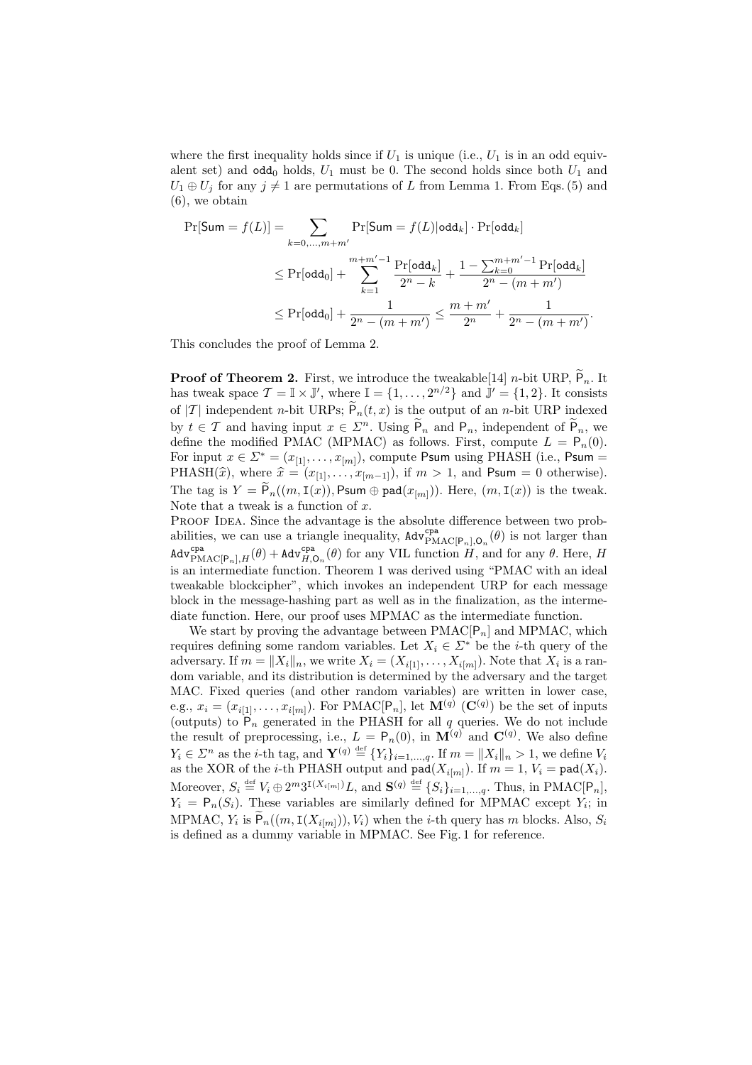where the first inequality holds since if $U_1$ is unique (i.e., $U_1$ is in an odd equivalent set) and $\mathsf{odd}_0$ holds, $U_1$ must be 0. The second holds since both $U_1$ and $U_1 \oplus U_j$ for any $j \neq 1$ are permutations of $L$ from Lemma 1. From Eqs. (5) and (6), we obtain

$$
\begin{aligned}
\Pr[\mathsf{Sum} = f(L)] &= \sum_{k=0,\dots,m+m'} \Pr[\mathsf{Sum} = f(L) | \mathsf{odd}_k] \cdot \Pr[\mathsf{odd}_k] \\
&\leq \Pr[\mathsf{odd}_0] + \sum_{k=1}^{m+m'-1} \frac{\Pr[\mathsf{odd}_k]}{2^n - k} + \frac{1 - \sum_{k=0}^{m+m'-1} \Pr[\mathsf{odd}_k]}{2^n - (m+m')} \\
&\leq \Pr[\mathsf{odd}_0] + \frac{1}{2^n - (m+m')} \leq \frac{m+m'}{2^n} + \frac{1}{2^n - (m+m')}.
\end{aligned}
$$

This concludes the proof of Lemma 2.

**Proof of Theorem 2.** First, we introduce the tweakable[14] $n$-bit URP, $\widetilde{\mathsf{P}}_n$. It has tweak space $\mathcal{T} = \mathbb{I} \times \mathbb{J}'$, where $\mathbb{I} = \{1, \dots, 2^{n/2}\}$ and $\mathbb{J}' = \{1, 2\}$. It consists of $|\mathcal{T}|$ independent $n$-bit URPs; $\widetilde{\mathsf{P}}_n(t, x)$ is the output of an $n$-bit URP indexed by $t \in \mathcal{T}$ and having input $x \in \Sigma^n$. Using $\widetilde{\mathsf{P}}_n$ and $\mathsf{P}_n$, independent of $\widetilde{\mathsf{P}}_n$, we define the modified PMAC (MPMAC) as follows. First, compute $L = \mathsf{P}_n(0)$. For input $x \in \Sigma^* = (x_{[1]}, \dots, x_{[m]})$, compute $\mathsf{Psum}$ using PHASH (i.e., $\mathsf{Psum} = \mathrm{PHASH}(\widehat{x})$, where $\widehat{x} = (x_{[1]}, \dots, x_{[m-1]})$, if $m > 1$, and $\mathsf{Psum} = 0$ otherwise). The tag is $Y = \widetilde{\mathsf{P}}_n((m, \mathtt{I}(x)), \mathsf{Psum} \oplus \mathsf{pad}(x_{[m]}))$. Here, $(m, \mathtt{I}(x))$ is the tweak. Note that a tweak is a function of $x$.

Proof Idea. Since the advantage is the absolute difference between two probabilities, we can use a triangle inequality, $\mathtt{Adv}^{\mathsf{cpa}}_{\mathrm{PMAC}[\mathsf{P}_n], \mathsf{O}_n}(\theta)$ is not larger than $\mathtt{Adv}^{\mathsf{cpa}}_{\mathrm{PMAC}[\mathsf{P}_n], H}(\theta) + \mathtt{Adv}^{\mathsf{cpa}}_{H, \mathsf{O}_n}(\theta)$ for any VIL function $H$, and for any $\theta$. Here, $H$ is an intermediate function. Theorem 1 was derived using "PMAC with an ideal tweakable blockcipher", which invokes an independent URP for each message block in the message-hashing part as well as in the finalization, as the intermediate function. Here, our proof uses MPMAC as the intermediate function.

We start by proving the advantage between $\mathrm{PMAC}[\mathsf{P}_n]$ and MPMAC, which requires defining some random variables. Let $X_i \in \Sigma^*$ be the $i$-th query of the adversary. If $m = \|X_i\|_n$, we write $X_i = (X_{i[1]}, \dots, X_{i[m]})$. Note that $X_i$ is a random variable, and its distribution is determined by the adversary and the target MAC. Fixed queries (and other random variables) are written in lower case, e.g., $x_i = (x_{i[1]}, \dots, x_{i[m]})$. For $\mathrm{PMAC}[\mathsf{P}_n]$, let $\mathbf{M}^{(q)}$ ($\mathbf{C}^{(q)}$) be the set of inputs (outputs) to $\mathsf{P}_n$ generated in the PHASH for all $q$ queries. We do not include the result of preprocessing, i.e., $L = \mathsf{P}_n(0)$, in $\mathbf{M}^{(q)}$ and $\mathbf{C}^{(q)}$. We also define $Y_i \in \Sigma^n$ as the $i$-th tag, and $\mathbf{Y}^{(q)} \stackrel{\mathrm{def}}{=} \{Y_i\}_{i=1,\dots,q}$. If $m = \|X_i\|_n > 1$, we define $V_i$ as the XOR of the $i$-th PHASH output and $\mathsf{pad}(X_{i[m]})$. If $m = 1$, $V_i = \mathsf{pad}(X_i)$. Moreover, $S_i \stackrel{\mathrm{def}}{=} V_i \oplus 2^m 3^{\mathtt{I}(X_{i[m]})} L$, and $\mathbf{S}^{(q)} \stackrel{\mathrm{def}}{=} \{S_i\}_{i=1,\dots,q}$. Thus, in $\mathrm{PMAC}[\mathsf{P}_n]$, $Y_i = \mathsf{P}_n(S_i)$. These variables are similarly defined for MPMAC except $Y_i$; in MPMAC, $Y_i$ is $\widetilde{\mathsf{P}}_n((m, \mathtt{I}(X_{i[m]})), V_i)$ when the $i$-th query has $m$ blocks. Also, $S_i$ is defined as a dummy variable in MPMAC. See Fig. 1 for reference.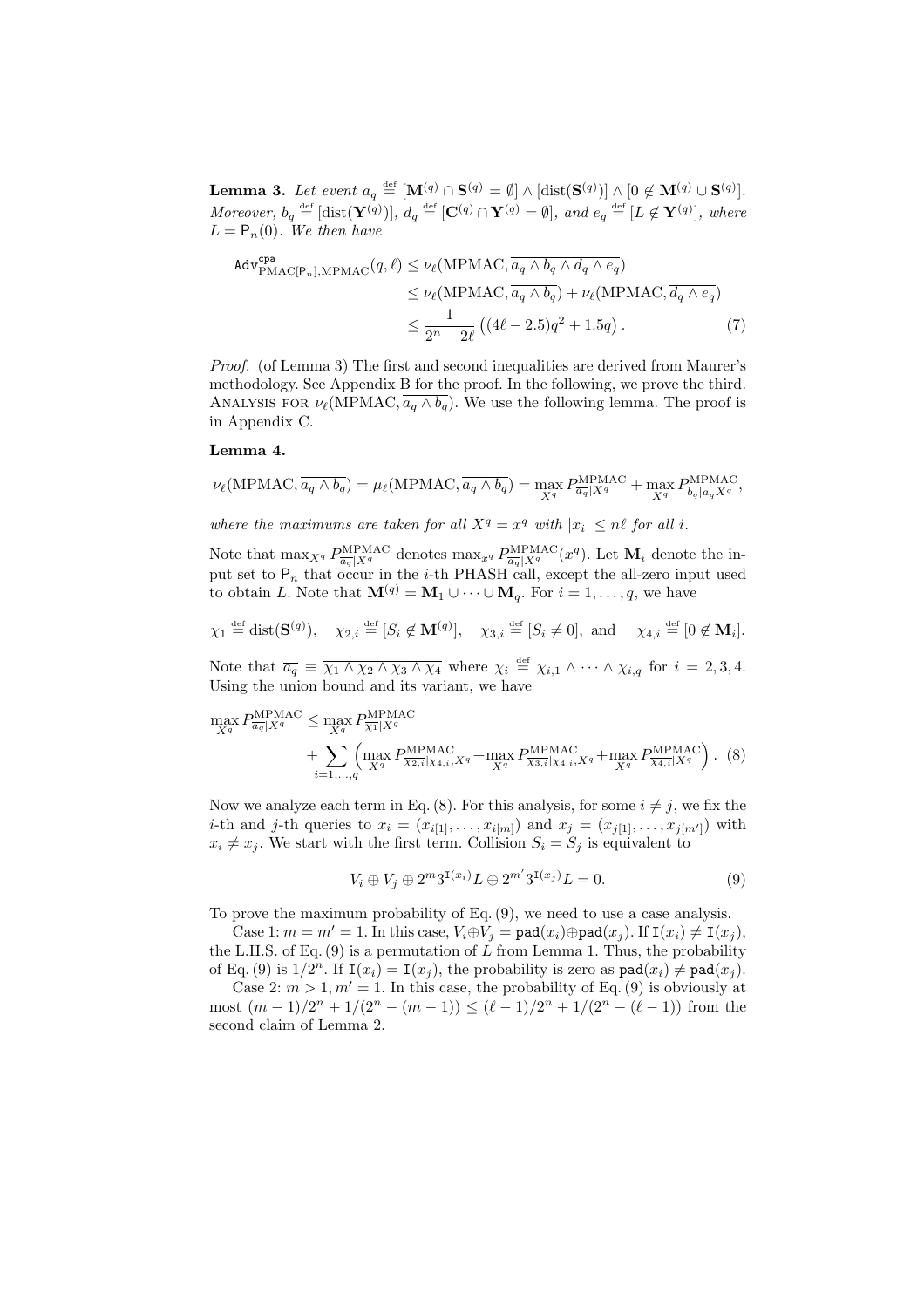**Lemma 3.** *Let event* $a_q \stackrel{\text{def}}{=} [\mathbf{M}^{(q)} \cap \mathbf{S}^{(q)} = \emptyset] \wedge [\text{dist}(\mathbf{S}^{(q)})] \wedge [0 \notin \mathbf{M}^{(q)} \cup \mathbf{S}^{(q)}]$. *Moreover,* $b_q \stackrel{\text{def}}{=} [\text{dist}(\mathbf{Y}^{(q)})]$, $d_q \stackrel{\text{def}}{=} [\mathbf{C}^{(q)} \cap \mathbf{Y}^{(q)} = \emptyset]$, *and* $e_q \stackrel{\text{def}}{=} [L \notin \mathbf{Y}^{(q)}]$, *where* $L = \mathsf{P}_n(0)$. *We then have*

$$\begin{aligned}
\mathtt{Adv}^{\mathtt{cpa}}_{\text{PMAC}[\mathsf{P}_n],\text{MPMAC}}(q,\ell) &\leq \nu_\ell(\text{MPMAC}, \overline{a_q \wedge b_q \wedge d_q \wedge e_q}) \\
&\leq \nu_\ell(\text{MPMAC}, \overline{a_q \wedge b_q}) + \nu_\ell(\text{MPMAC}, \overline{d_q \wedge e_q}) \\
&\leq \frac{1}{2^n - 2\ell}\left((4\ell - 2.5)q^2 + 1.5q\right). \qquad (7)
\end{aligned}$$

*Proof.* (of Lemma 3) The first and second inequalities are derived from Maurer's methodology. See Appendix B for the proof. In the following, we prove the third. Analysis for $\nu_\ell(\text{MPMAC}, \overline{a_q \wedge b_q})$. We use the following lemma. The proof is in Appendix C.

**Lemma 4.**

$$\nu_\ell(\text{MPMAC}, \overline{a_q \wedge b_q}) = \mu_\ell(\text{MPMAC}, \overline{a_q \wedge b_q}) = \max_{X^q} P^{\text{MPMAC}}_{\overline{a_q}|X^q} + \max_{X^q} P^{\text{MPMAC}}_{\overline{b_q}|a_q X^q},$$

*where the maximums are taken for all* $X^q = x^q$ *with* $|x_i| \leq n\ell$ *for all* $i$.

Note that $\max_{X^q} P^{\text{MPMAC}}_{\overline{a_q}|X^q}$ denotes $\max_{x^q} P^{\text{MPMAC}}_{\overline{a_q}|X^q}(x^q)$. Let $\mathbf{M}_i$ denote the input set to $\mathsf{P}_n$ that occur in the $i$-th PHASH call, except the all-zero input used to obtain $L$. Note that $\mathbf{M}^{(q)} = \mathbf{M}_1 \cup \cdots \cup \mathbf{M}_q$. For $i = 1, \ldots, q$, we have

$$\chi_1 \stackrel{\text{def}}{=} \text{dist}(\mathbf{S}^{(q)}), \quad \chi_{2,i} \stackrel{\text{def}}{=} [S_i \notin \mathbf{M}^{(q)}], \quad \chi_{3,i} \stackrel{\text{def}}{=} [S_i \neq 0], \text{ and } \quad \chi_{4,i} \stackrel{\text{def}}{=} [0 \notin \mathbf{M}_i].$$

Note that $\overline{a_q} \equiv \overline{\chi_1 \wedge \chi_2 \wedge \chi_3 \wedge \chi_4}$ where $\chi_i \stackrel{\text{def}}{=} \chi_{i,1} \wedge \cdots \wedge \chi_{i,q}$ for $i = 2, 3, 4$. Using the union bound and its variant, we have

$$\begin{aligned}
\max_{X^q} P^{\text{MPMAC}}_{\overline{a_q}|X^q} &\leq \max_{X^q} P^{\text{MPMAC}}_{\overline{\chi_1}|X^q} \\
&\quad + \sum_{i=1,\ldots,q}\left(\max_{X^q} P^{\text{MPMAC}}_{\overline{\chi_{2,i}}|\chi_{4,i},X^q} + \max_{X^q} P^{\text{MPMAC}}_{\overline{\chi_{3,i}}|\chi_{4,i},X^q} + \max_{X^q} P^{\text{MPMAC}}_{\overline{\chi_{4,i}}|X^q}\right). \quad (8)
\end{aligned}$$

Now we analyze each term in Eq. (8). For this analysis, for some $i \neq j$, we fix the $i$-th and $j$-th queries to $x_i = (x_{i[1]}, \ldots, x_{i[m]})$ and $x_j = (x_{j[1]}, \ldots, x_{j[m']})$ with $x_i \neq x_j$. We start with the first term. Collision $S_i = S_j$ is equivalent to

$$V_i \oplus V_j \oplus 2^m 3^{\mathtt{I}(x_i)} L \oplus 2^{m'} 3^{\mathtt{I}(x_j)} L = 0. \qquad (9)$$

To prove the maximum probability of Eq. (9), we need to use a case analysis.

Case 1: $m = m' = 1$. In this case, $V_i \oplus V_j = \mathtt{pad}(x_i) \oplus \mathtt{pad}(x_j)$. If $\mathtt{I}(x_i) \neq \mathtt{I}(x_j)$, the L.H.S. of Eq. (9) is a permutation of $L$ from Lemma 1. Thus, the probability of Eq. (9) is $1/2^n$. If $\mathtt{I}(x_i) = \mathtt{I}(x_j)$, the probability is zero as $\mathtt{pad}(x_i) \neq \mathtt{pad}(x_j)$.

Case 2: $m > 1, m' = 1$. In this case, the probability of Eq. (9) is obviously at most $(m-1)/2^n + 1/(2^n - (m-1)) \leq (\ell - 1)/2^n + 1/(2^n - (\ell - 1))$ from the second claim of Lemma 2.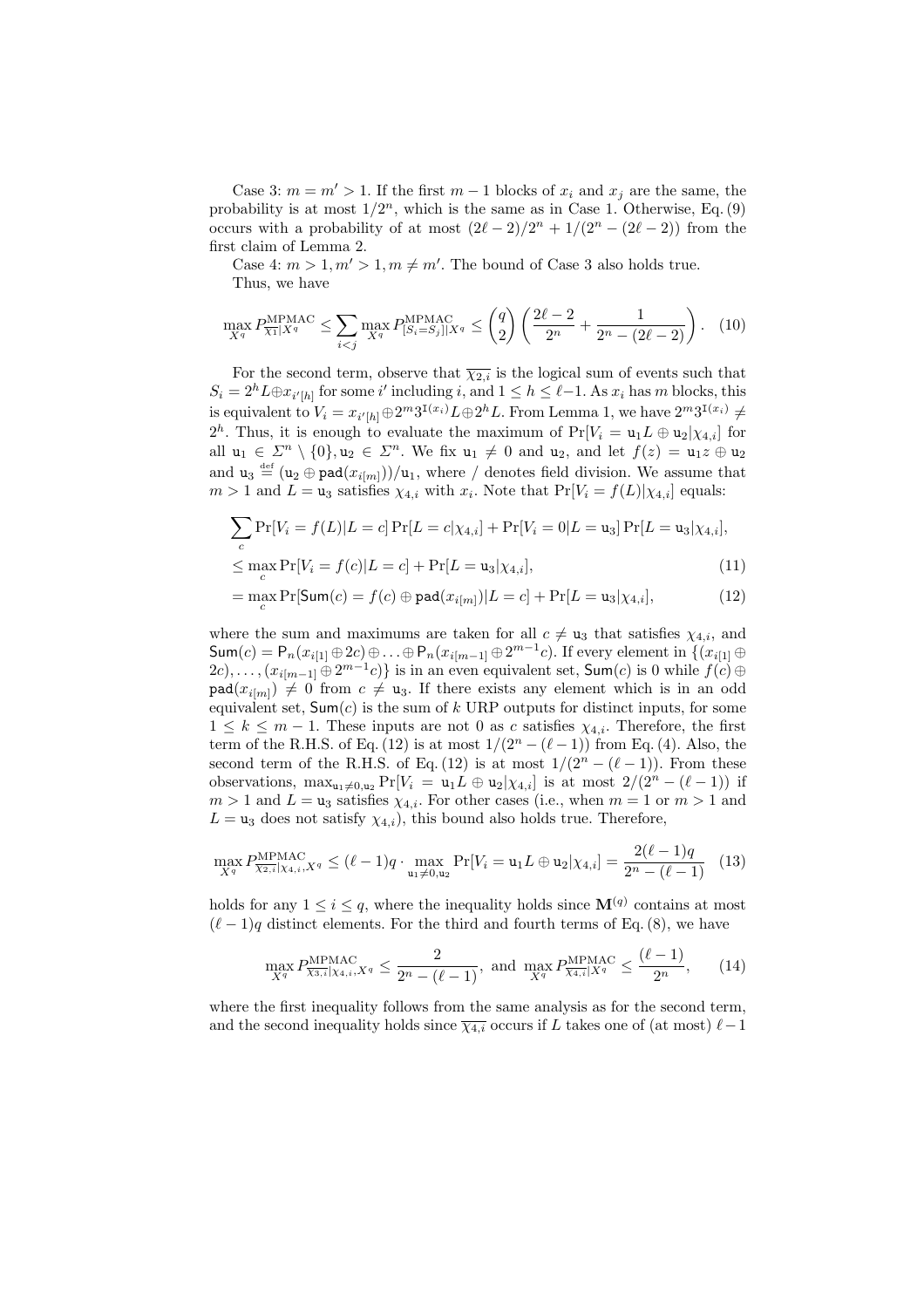Case 3: $m = m' > 1$. If the first $m-1$ blocks of $x_i$ and $x_j$ are the same, the probability is at most $1/2^n$, which is the same as in Case 1. Otherwise, Eq. (9) occurs with a probability of at most $(2\ell-2)/2^n + 1/(2^n - (2\ell-2))$ from the first claim of Lemma 2.

Case 4: $m > 1, m' > 1, m \neq m'$. The bound of Case 3 also holds true.

Thus, we have

$$\max_{X^q} P^{\mathrm{MPMAC}}_{\overline{\chi_1}|X^q} \leq \sum_{i<j} \max_{X^q} P^{\mathrm{MPMAC}}_{[S_i=S_j]|X^q} \leq \binom{q}{2}\left(\frac{2\ell-2}{2^n} + \frac{1}{2^n-(2\ell-2)}\right). \quad (10)$$

For the second term, observe that $\overline{\chi_{2,i}}$ is the logical sum of events such that $S_i = 2^h L \oplus x_{i'[h]}$ for some $i'$ including $i$, and $1 \leq h \leq \ell-1$. As $x_i$ has $m$ blocks, this is equivalent to $V_i = x_{i'[h]} \oplus 2^m 3^{\mathrm{I}(x_i)} L \oplus 2^h L$. From Lemma 1, we have $2^m 3^{\mathrm{I}(x_i)} \neq 2^h$. Thus, it is enough to evaluate the maximum of $\Pr[V_i = \mathtt{u}_1 L \oplus \mathtt{u}_2 | \chi_{4,i}]$ for all $\mathtt{u}_1 \in \Sigma^n \setminus \{0\}, \mathtt{u}_2 \in \Sigma^n$. We fix $\mathtt{u}_1 \neq 0$ and $\mathtt{u}_2$, and let $f(z) = \mathtt{u}_1 z \oplus \mathtt{u}_2$ and $\mathtt{u}_3 \stackrel{\text{def}}{=} (\mathtt{u}_2 \oplus \mathsf{pad}(x_{i[m]}))/\mathtt{u}_1$, where $/$ denotes field division. We assume that $m > 1$ and $L = \mathtt{u}_3$ satisfies $\chi_{4,i}$ with $x_i$. Note that $\Pr[V_i = f(L)|\chi_{4,i}]$ equals:

$$\sum_c \Pr[V_i = f(L)|L = c]\Pr[L = c|\chi_{4,i}] + \Pr[V_i = 0|L = \mathtt{u}_3]\Pr[L = \mathtt{u}_3|\chi_{4,i}],$$

$$\leq \max_c \Pr[V_i = f(c)|L = c] + \Pr[L = \mathtt{u}_3|\chi_{4,i}], \quad (11)$$

$$= \max_c \Pr[\mathsf{Sum}(c) = f(c) \oplus \mathsf{pad}(x_{i[m]})|L = c] + \Pr[L = \mathtt{u}_3|\chi_{4,i}], \quad (12)$$

where the sum and maximums are taken for all $c \neq \mathtt{u}_3$ that satisfies $\chi_{4,i}$, and $\mathsf{Sum}(c) = \mathsf{P}_n(x_{i[1]} \oplus 2c) \oplus \ldots \oplus \mathsf{P}_n(x_{i[m-1]} \oplus 2^{m-1}c)$. If every element in $\{(x_{i[1]} \oplus 2c), \ldots, (x_{i[m-1]} \oplus 2^{m-1}c)\}$ is in an even equivalent set, $\mathsf{Sum}(c)$ is 0 while $f(c) \oplus \mathsf{pad}(x_{i[m]}) \neq 0$ from $c \neq \mathtt{u}_3$. If there exists any element which is in an odd equivalent set, $\mathsf{Sum}(c)$ is the sum of $k$ URP outputs for distinct inputs, for some $1 \leq k \leq m-1$. These inputs are not 0 as $c$ satisfies $\chi_{4,i}$. Therefore, the first term of the R.H.S. of Eq. (12) is at most $1/(2^n - (\ell-1))$ from Eq. (4). Also, the second term of the R.H.S. of Eq. (12) is at most $1/(2^n - (\ell-1))$. From these observations, $\max_{\mathtt{u}_1 \neq 0, \mathtt{u}_2} \Pr[V_i = \mathtt{u}_1 L \oplus \mathtt{u}_2|\chi_{4,i}]$ is at most $2/(2^n - (\ell-1))$ if $m > 1$ and $L = \mathtt{u}_3$ satisfies $\chi_{4,i}$. For other cases (i.e., when $m = 1$ or $m > 1$ and $L = \mathtt{u}_3$ does not satisfy $\chi_{4,i}$), this bound also holds true. Therefore,

$$\max_{X^q} P^{\mathrm{MPMAC}}_{\overline{\chi_{2,i}}|\chi_{4,i},X^q} \leq (\ell-1)q \cdot \max_{\mathtt{u}_1 \neq 0, \mathtt{u}_2} \Pr[V_i = \mathtt{u}_1 L \oplus \mathtt{u}_2|\chi_{4,i}] = \frac{2(\ell-1)q}{2^n - (\ell-1)} \quad (13)$$

holds for any $1 \leq i \leq q$, where the inequality holds since $\mathbf{M}^{(q)}$ contains at most $(\ell-1)q$ distinct elements. For the third and fourth terms of Eq. (8), we have

$$\max_{X^q} P^{\mathrm{MPMAC}}_{\overline{\chi_{3,i}}|\chi_{4,i},X^q} \leq \frac{2}{2^n - (\ell-1)}, \text{ and } \max_{X^q} P^{\mathrm{MPMAC}}_{\overline{\chi_{4,i}}|X^q} \leq \frac{(\ell-1)}{2^n}, \quad (14)$$

where the first inequality follows from the same analysis as for the second term, and the second inequality holds since $\overline{\chi_{4,i}}$ occurs if $L$ takes one of (at most) $\ell-1$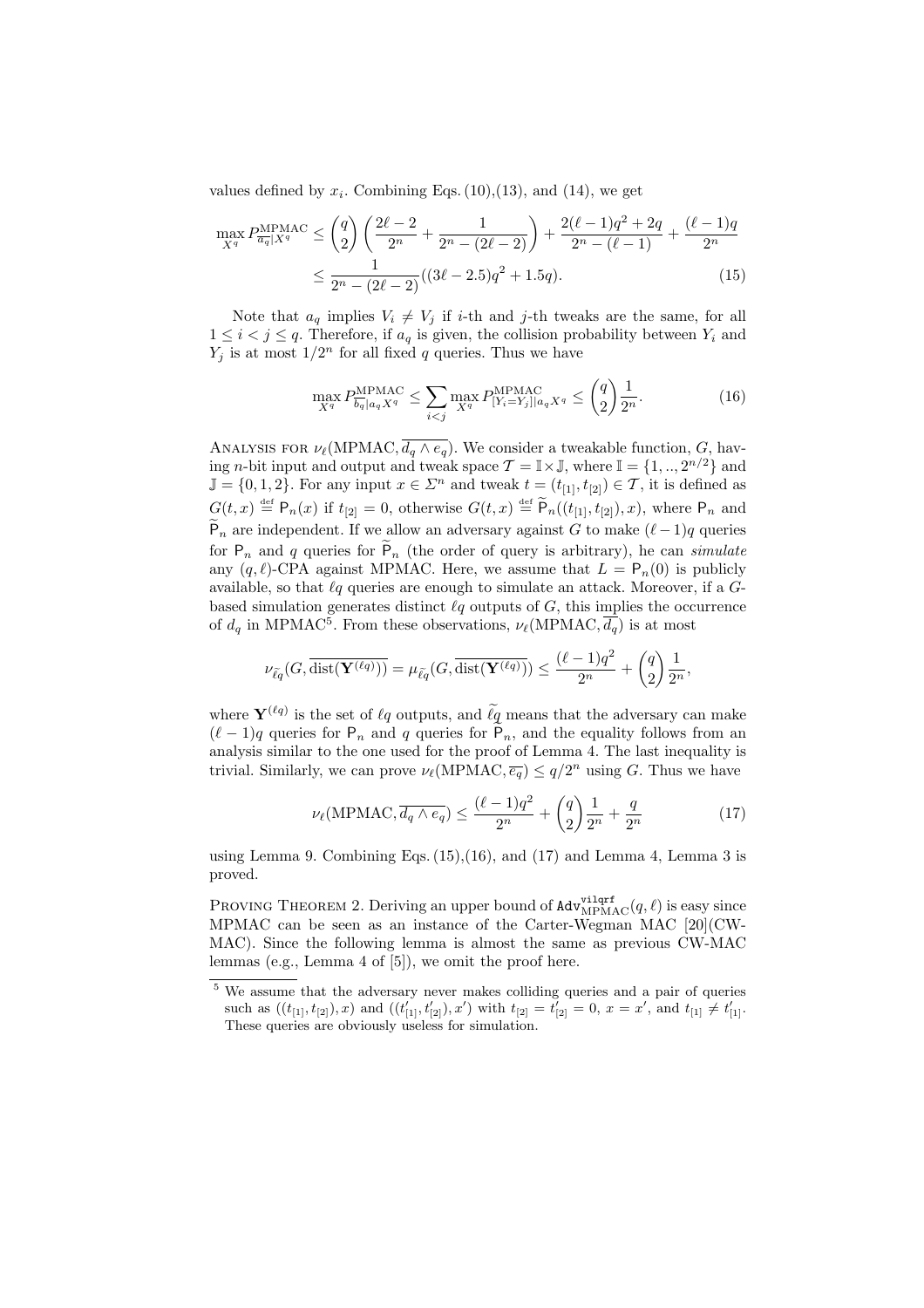values defined by $x_i$. Combining Eqs. (10),(13), and (14), we get

$$\max_{X^q} P^{\mathrm{MPMAC}}_{\overline{a_q}|X^q} \leq \binom{q}{2}\left(\frac{2\ell-2}{2^n} + \frac{1}{2^n-(2\ell-2)}\right) + \frac{2(\ell-1)q^2+2q}{2^n-(\ell-1)} + \frac{(\ell-1)q}{2^n}$$
$$\leq \frac{1}{2^n-(2\ell-2)}((3\ell-2.5)q^2+1.5q). \tag{15}$$

Note that $a_q$ implies $V_i \neq V_j$ if $i$-th and $j$-th tweaks are the same, for all $1 \leq i < j \leq q$. Therefore, if $a_q$ is given, the collision probability between $Y_i$ and $Y_j$ is at most $1/2^n$ for all fixed $q$ queries. Thus we have

$$\max_{X^q} P^{\mathrm{MPMAC}}_{\overline{b_q}|a_q X^q} \leq \sum_{i<j} \max_{X^q} P^{\mathrm{MPMAC}}_{[Y_i=Y_j]|a_q X^q} \leq \binom{q}{2}\frac{1}{2^n}. \tag{16}$$

Analysis for $\nu_\ell(\mathrm{MPMAC}, \overline{d_q \wedge e_q})$. We consider a tweakable function, $G$, having $n$-bit input and output and tweak space $\mathcal{T} = \mathbb{I}\times\mathbb{J}$, where $\mathbb{I} = \{1, .., 2^{n/2}\}$ and $\mathbb{J} = \{0, 1, 2\}$. For any input $x \in \Sigma^n$ and tweak $t = (t_{[1]}, t_{[2]}) \in \mathcal{T}$, it is defined as $G(t, x) \stackrel{\text{def}}{=} \mathsf{P}_n(x)$ if $t_{[2]} = 0$, otherwise $G(t, x) \stackrel{\text{def}}{=} \widetilde{\mathsf{P}}_n((t_{[1]}, t_{[2]}), x)$, where $\mathsf{P}_n$ and $\widetilde{\mathsf{P}}_n$ are independent. If we allow an adversary against $G$ to make $(\ell-1)q$ queries for $\mathsf{P}_n$ and $q$ queries for $\widetilde{\mathsf{P}}_n$ (the order of query is arbitrary), he can *simulate* any $(q, \ell)$-CPA against MPMAC. Here, we assume that $L = \mathsf{P}_n(0)$ is publicly available, so that $\ell q$ queries are enough to simulate an attack. Moreover, if a $G$-based simulation generates distinct $\ell q$ outputs of $G$, this implies the occurrence of $d_q$ in MPMAC[5]. From these observations, $\nu_\ell(\mathrm{MPMAC}, \overline{d_q})$ is at most

$$\nu_{\widetilde{\ell q}}(G, \overline{\mathrm{dist}(\mathbf{Y}^{(\ell q)})}) = \mu_{\widetilde{\ell q}}(G, \overline{\mathrm{dist}(\mathbf{Y}^{(\ell q)})}) \leq \frac{(\ell-1)q^2}{2^n} + \binom{q}{2}\frac{1}{2^n},$$

where $\mathbf{Y}^{(\ell q)}$ is the set of $\ell q$ outputs, and $\widetilde{\ell q}$ means that the adversary can make $(\ell-1)q$ queries for $\mathsf{P}_n$ and $q$ queries for $\widetilde{\mathsf{P}}_n$, and the equality follows from an analysis similar to the one used for the proof of Lemma 4. The last inequality is trivial. Similarly, we can prove $\nu_\ell(\mathrm{MPMAC}, \overline{e_q}) \leq q/2^n$ using $G$. Thus we have

$$\nu_\ell(\mathrm{MPMAC}, \overline{d_q \wedge e_q}) \leq \frac{(\ell-1)q^2}{2^n} + \binom{q}{2}\frac{1}{2^n} + \frac{q}{2^n} \tag{17}$$

using Lemma 9. Combining Eqs. (15),(16), and (17) and Lemma 4, Lemma 3 is proved.

Proving Theorem 2. Deriving an upper bound of $\mathtt{Adv}^{\mathtt{vilqrf}}_{\mathrm{MPMAC}}(q, \ell)$ is easy since MPMAC can be seen as an instance of the Carter-Wegman MAC [20](CW-MAC). Since the following lemma is almost the same as previous CW-MAC lemmas (e.g., Lemma 4 of [5]), we omit the proof here.

---

[5] We assume that the adversary never makes colliding queries and a pair of queries such as $((t_{[1]}, t_{[2]}), x)$ and $((t'_{[1]}, t'_{[2]}), x')$ with $t_{[2]} = t'_{[2]} = 0$, $x = x'$, and $t_{[1]} \neq t'_{[1]}$. These queries are obviously useless for simulation.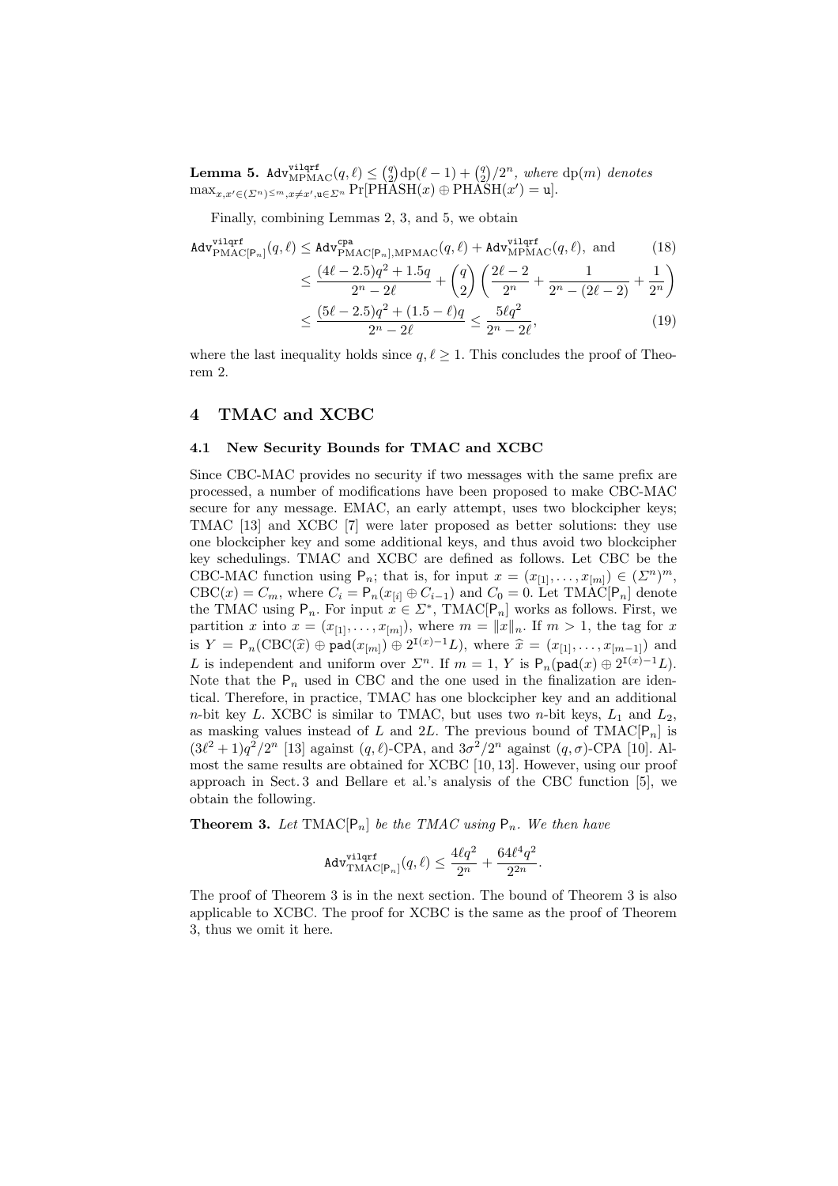**Lemma 5.** $\mathtt{Adv}^{\mathtt{vilqrf}}_{\mathrm{MPMAC}}(q,\ell) \le \binom{q}{2}\mathrm{dp}(\ell-1) + \binom{q}{2}/2^n$, *where* $\mathrm{dp}(m)$ *denotes* $\max_{x,x' \in (\Sigma^n)^{\le m}, x \ne x', \mathtt{u} \in \Sigma^n} \Pr[\mathrm{PHASH}(x) \oplus \mathrm{PHASH}(x') = \mathtt{u}]$.

Finally, combining Lemmas 2, 3, and 5, we obtain

$$\mathtt{Adv}^{\mathtt{vilqrf}}_{\mathrm{PMAC}[\mathsf{P}_n]}(q,\ell) \le \mathtt{Adv}^{\mathtt{cpa}}_{\mathrm{PMAC}[\mathsf{P}_n],\mathrm{MPMAC}}(q,\ell) + \mathtt{Adv}^{\mathtt{vilqrf}}_{\mathrm{MPMAC}}(q,\ell), \text{ and} \tag{18}$$

$$\le \frac{(4\ell-2.5)q^2+1.5q}{2^n-2\ell} + \binom{q}{2}\left(\frac{2\ell-2}{2^n} + \frac{1}{2^n-(2\ell-2)} + \frac{1}{2^n}\right)$$

$$\le \frac{(5\ell-2.5)q^2+(1.5-\ell)q}{2^n-2\ell} \le \frac{5\ell q^2}{2^n-2\ell}, \tag{19}$$

where the last inequality holds since $q,\ell \ge 1$. This concludes the proof of Theorem 2.

## 4 TMAC and XCBC

### 4.1 New Security Bounds for TMAC and XCBC

Since CBC-MAC provides no security if two messages with the same prefix are processed, a number of modifications have been proposed to make CBC-MAC secure for any message. EMAC, an early attempt, uses two blockcipher keys; TMAC [13] and XCBC [7] were later proposed as better solutions: they use one blockcipher key and some additional keys, and thus avoid two blockcipher key schedulings. TMAC and XCBC are defined as follows. Let CBC be the CBC-MAC function using $\mathsf{P}_n$; that is, for input $x = (x_{[1]},\dots,x_{[m]}) \in (\Sigma^n)^m$, $\mathrm{CBC}(x) = C_m$, where $C_i = \mathsf{P}_n(x_{[i]} \oplus C_{i-1})$ and $C_0 = 0$. Let $\mathrm{TMAC}[\mathsf{P}_n]$ denote the TMAC using $\mathsf{P}_n$. For input $x \in \Sigma^*$, $\mathrm{TMAC}[\mathsf{P}_n]$ works as follows. First, we partition $x$ into $x = (x_{[1]},\dots,x_{[m]})$, where $m = \|x\|_n$. If $m > 1$, the tag for $x$ is $Y = \mathsf{P}_n(\mathrm{CBC}(\widehat{x}) \oplus \mathtt{pad}(x_{[m]}) \oplus 2^{\mathtt{I}(x)-1}L)$, where $\widehat{x} = (x_{[1]},\dots,x_{[m-1]})$ and $L$ is independent and uniform over $\Sigma^n$. If $m = 1$, $Y$ is $\mathsf{P}_n(\mathtt{pad}(x) \oplus 2^{\mathtt{I}(x)-1}L)$. Note that the $\mathsf{P}_n$ used in CBC and the one used in the finalization are identical. Therefore, in practice, TMAC has one blockcipher key and an additional $n$-bit key $L$. XCBC is similar to TMAC, but uses two $n$-bit keys, $L_1$ and $L_2$, as masking values instead of $L$ and $2L$. The previous bound of $\mathrm{TMAC}[\mathsf{P}_n]$ is $(3\ell^2+1)q^2/2^n$ [13] against $(q,\ell)$-CPA, and $3\sigma^2/2^n$ against $(q,\sigma)$-CPA [10]. Almost the same results are obtained for XCBC [10, 13]. However, using our proof approach in Sect. 3 and Bellare et al.'s analysis of the CBC function [5], we obtain the following.

**Theorem 3.** *Let* $\mathrm{TMAC}[\mathsf{P}_n]$ *be the TMAC using* $\mathsf{P}_n$. *We then have*

$$\mathtt{Adv}^{\mathtt{vilqrf}}_{\mathrm{TMAC}[\mathsf{P}_n]}(q,\ell) \le \frac{4\ell q^2}{2^n} + \frac{64\ell^4 q^2}{2^{2n}}.$$

The proof of Theorem 3 is in the next section. The bound of Theorem 3 is also applicable to XCBC. The proof for XCBC is the same as the proof of Theorem 3, thus we omit it here.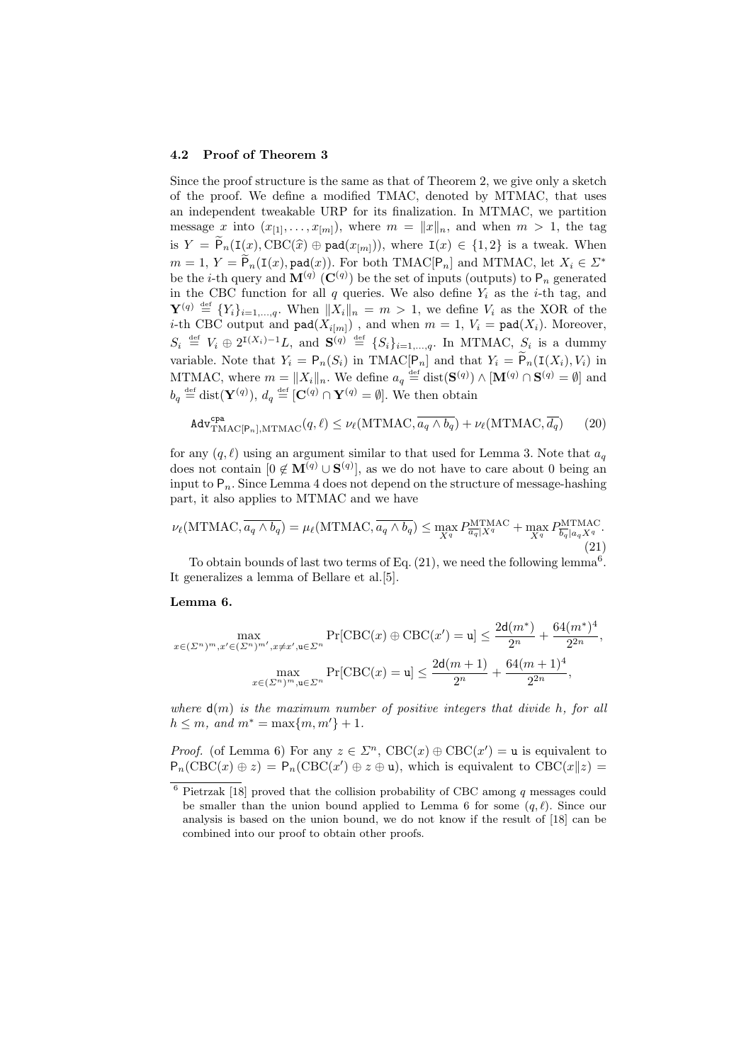### 4.2 Proof of Theorem 3

Since the proof structure is the same as that of Theorem 2, we give only a sketch of the proof. We define a modified TMAC, denoted by MTMAC, that uses an independent tweakable URP for its finalization. In MTMAC, we partition message $x$ into $(x_{[1]}, \ldots, x_{[m]})$, where $m = \|x\|_n$, and when $m > 1$, the tag is $Y = \widetilde{\mathsf{P}}_n(\mathtt{I}(x), \mathrm{CBC}(\widehat{x}) \oplus \mathtt{pad}(x_{[m]}))$, where $\mathtt{I}(x) \in \{1, 2\}$ is a tweak. When $m = 1$, $Y = \widetilde{\mathsf{P}}_n(\mathtt{I}(x), \mathtt{pad}(x))$. For both TMAC$[\mathsf{P}_n]$ and MTMAC, let $X_i \in \Sigma^*$ be the $i$-th query and $\mathbf{M}^{(q)}$ ($\mathbf{C}^{(q)}$) be the set of inputs (outputs) to $\mathsf{P}_n$ generated in the CBC function for all $q$ queries. We also define $Y_i$ as the $i$-th tag, and $\mathbf{Y}^{(q)} \stackrel{\text{def}}{=} \{Y_i\}_{i=1,\ldots,q}$. When $\|X_i\|_n = m > 1$, we define $V_i$ as the XOR of the $i$-th CBC output and $\mathtt{pad}(X_{i[m]})$ , and when $m = 1$, $V_i = \mathtt{pad}(X_i)$. Moreover, $S_i \stackrel{\text{def}}{=} V_i \oplus 2^{\mathtt{I}(X_i)-1}L$, and $\mathbf{S}^{(q)} \stackrel{\text{def}}{=} \{S_i\}_{i=1,\ldots,q}$. In MTMAC, $S_i$ is a dummy variable. Note that $Y_i = \mathsf{P}_n(S_i)$ in TMAC$[\mathsf{P}_n]$ and that $Y_i = \widetilde{\mathsf{P}}_n(\mathtt{I}(X_i), V_i)$ in MTMAC, where $m = \|X_i\|_n$. We define $a_q \stackrel{\text{def}}{=} \mathrm{dist}(\mathbf{S}^{(q)}) \wedge [\mathbf{M}^{(q)} \cap \mathbf{S}^{(q)} = \emptyset]$ and $b_q \stackrel{\text{def}}{=} \mathrm{dist}(\mathbf{Y}^{(q)})$, $d_q \stackrel{\text{def}}{=} [\mathbf{C}^{(q)} \cap \mathbf{Y}^{(q)} = \emptyset]$. We then obtain

$$\mathtt{Adv}^{\mathtt{cpa}}_{\mathrm{TMAC}[\mathsf{P}_n],\mathrm{MTMAC}}(q, \ell) \leq \nu_\ell(\mathrm{MTMAC}, \overline{a_q \wedge b_q}) + \nu_\ell(\mathrm{MTMAC}, \overline{d_q}) \qquad (20)$$

for any $(q, \ell)$ using an argument similar to that used for Lemma 3. Note that $a_q$ does not contain $[0 \notin \mathbf{M}^{(q)} \cup \mathbf{S}^{(q)}]$, as we do not have to care about 0 being an input to $\mathsf{P}_n$. Since Lemma 4 does not depend on the structure of message-hashing part, it also applies to MTMAC and we have

$$\nu_\ell(\mathrm{MTMAC}, \overline{a_q \wedge b_q}) = \mu_\ell(\mathrm{MTMAC}, \overline{a_q \wedge b_q}) \leq \max_{X^q} P^{\mathrm{MTMAC}}_{\overline{a_q}|X^q} + \max_{X^q} P^{\mathrm{MTMAC}}_{\overline{b_q}|a_q X^q}. \qquad (21)$$

To obtain bounds of last two terms of Eq. (21), we need the following lemma[6]. It generalizes a lemma of Bellare et al.[5].

**Lemma 6.**

$$\max_{x \in (\Sigma^n)^m, x' \in (\Sigma^n)^{m'}, x \neq x', \mathtt{u} \in \Sigma^n} \Pr[\mathrm{CBC}(x) \oplus \mathrm{CBC}(x') = \mathtt{u}] \leq \frac{2\mathsf{d}(m^*)}{2^n} + \frac{64(m^*)^4}{2^{2n}},$$

$$\max_{x \in (\Sigma^n)^m, \mathtt{u} \in \Sigma^n} \Pr[\mathrm{CBC}(x) = \mathtt{u}] \leq \frac{2\mathsf{d}(m+1)}{2^n} + \frac{64(m+1)^4}{2^{2n}},$$

*where $\mathsf{d}(m)$ is the maximum number of positive integers that divide $h$, for all $h \leq m$, and $m^* = \max\{m, m'\} + 1$.*

*Proof.* (of Lemma 6) For any $z \in \Sigma^n$, $\mathrm{CBC}(x) \oplus \mathrm{CBC}(x') = \mathtt{u}$ is equivalent to $\mathsf{P}_n(\mathrm{CBC}(x) \oplus z) = \mathsf{P}_n(\mathrm{CBC}(x') \oplus z \oplus \mathtt{u})$, which is equivalent to $\mathrm{CBC}(x\|z) =$

---

[6] Pietrzak [18] proved that the collision probability of CBC among $q$ messages could be smaller than the union bound applied to Lemma 6 for some $(q, \ell)$. Since our analysis is based on the union bound, we do not know if the result of [18] can be combined into our proof to obtain other proofs.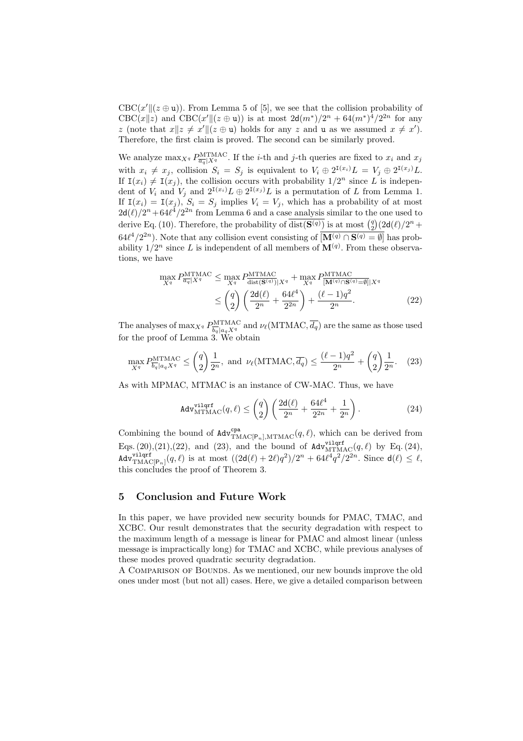$\mathrm{CBC}(x' \| (z \oplus \mathtt{u}))$. From Lemma 5 of [5], we see that the collision probability of $\mathrm{CBC}(x\|z)$ and $\mathrm{CBC}(x'\|(z \oplus \mathtt{u}))$ is at most $2\mathsf{d}(m^*)/2^n + 64(m^*)^4/2^{2n}$ for any $z$ (note that $x\|z \neq x'\|(z \oplus \mathtt{u})$ holds for any $z$ and $\mathtt{u}$ as we assumed $x \neq x'$). Therefore, the first claim is proved. The second can be similarly proved.

We analyze $\max_{X^q} P^{\mathrm{MTMAC}}_{\overline{a_q}|X^q}$. If the $i$-th and $j$-th queries are fixed to $x_i$ and $x_j$ with $x_i \neq x_j$, collision $S_i = S_j$ is equivalent to $V_i \oplus 2^{\mathtt{I}(x_i)}L = V_j \oplus 2^{\mathtt{I}(x_j)}L$. If $\mathtt{I}(x_i) \neq \mathtt{I}(x_j)$, the collision occurs with probability $1/2^n$ since $L$ is independent of $V_i$ and $V_j$ and $2^{\mathtt{I}(x_i)}L \oplus 2^{\mathtt{I}(x_j)}L$ is a permutation of $L$ from Lemma 1. If $\mathtt{I}(x_i) = \mathtt{I}(x_j)$, $S_i = S_j$ implies $V_i = V_j$, which has a probability of at most $2\mathsf{d}(\ell)/2^n + 64\ell^4/2^{2n}$ from Lemma 6 and a case analysis similar to the one used to derive Eq. (10). Therefore, the probability of $\overline{\mathrm{dist}(\mathbf{S}^{(q)})}$ is at most $\binom{q}{2}(2\mathsf{d}(\ell)/2^n + 64\ell^4/2^{2n})$. Note that any collision event consisting of $\overline{[\mathbf{M}^{(q)} \cap \mathbf{S}^{(q)} = \emptyset]}$ has probability $1/2^n$ since $L$ is independent of all members of $\mathbf{M}^{(q)}$. From these observations, we have

$$
\begin{aligned}
\max_{X^q} P^{\mathrm{MTMAC}}_{\overline{a_q}|X^q} &\leq \max_{X^q} P^{\mathrm{MTMAC}}_{\overline{\mathrm{dist}(\mathbf{S}^{(q)})}|X^q} + \max_{X^q} P^{\mathrm{MTMAC}}_{\overline{[\mathbf{M}^{(q)} \cap \mathbf{S}^{(q)} = \emptyset]}|X^q} \\
&\leq \binom{q}{2}\left(\frac{2\mathsf{d}(\ell)}{2^n} + \frac{64\ell^4}{2^{2n}}\right) + \frac{(\ell-1)q^2}{2^n}. \qquad (22)
\end{aligned}
$$

The analyses of $\max_{X^q} P^{\mathrm{MTMAC}}_{\overline{b_q}|a_q X^q}$ and $\nu_\ell(\mathrm{MTMAC}, \overline{d_q})$ are the same as those used for the proof of Lemma 3. We obtain

$$
\max_{X^q} P^{\mathrm{MTMAC}}_{\overline{b_q}|a_q X^q} \leq \binom{q}{2}\frac{1}{2^n}, \text{ and } \nu_\ell(\mathrm{MTMAC}, \overline{d_q}) \leq \frac{(\ell-1)q^2}{2^n} + \binom{q}{2}\frac{1}{2^n}. \qquad (23)
$$

As with MPMAC, MTMAC is an instance of CW-MAC. Thus, we have

$$
\mathtt{Adv}^{\mathtt{vilqrf}}_{\mathrm{MTMAC}}(q, \ell) \leq \binom{q}{2}\left(\frac{2\mathsf{d}(\ell)}{2^n} + \frac{64\ell^4}{2^{2n}} + \frac{1}{2^n}\right). \qquad (24)
$$

Combining the bound of $\mathtt{Adv}^{\mathtt{cpa}}_{\mathrm{TMAC}[\mathsf{P}_n],\mathrm{MTMAC}}(q, \ell)$, which can be derived from Eqs. (20),(21),(22), and (23), and the bound of $\mathtt{Adv}^{\mathtt{vilqrf}}_{\mathrm{MTMAC}}(q, \ell)$ by Eq. (24), $\mathtt{Adv}^{\mathtt{vilqrf}}_{\mathrm{TMAC}[\mathsf{P}_n]}(q, \ell)$ is at most $((2\mathsf{d}(\ell) + 2\ell)q^2)/2^n + 64\ell^4 q^2/2^{2n}$. Since $\mathsf{d}(\ell) \leq \ell$, this concludes the proof of Theorem 3.

## 5 Conclusion and Future Work

In this paper, we have provided new security bounds for PMAC, TMAC, and XCBC. Our result demonstrates that the security degradation with respect to the maximum length of a message is linear for PMAC and almost linear (unless message is impractically long) for TMAC and XCBC, while previous analyses of these modes proved quadratic security degradation.

A Comparison of Bounds. As we mentioned, our new bounds improve the old ones under most (but not all) cases. Here, we give a detailed comparison between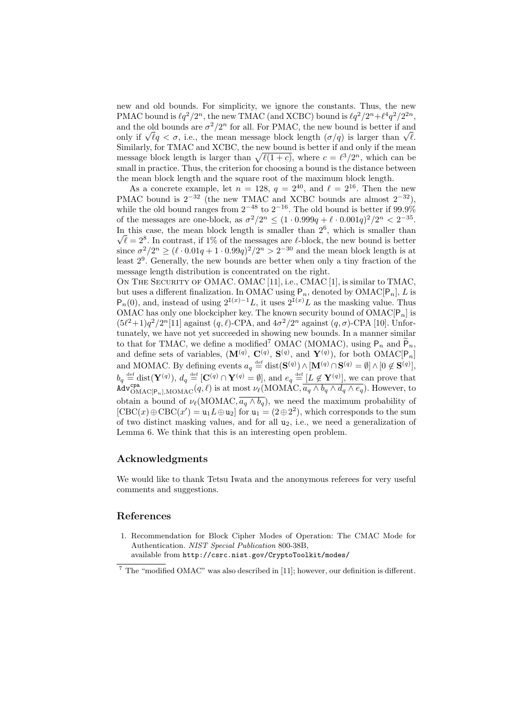new and old bounds. For simplicity, we ignore the constants. Thus, the new PMAC bound is $\ell q^2/2^n$, the new TMAC (and XCBC) bound is $\ell q^2/2^n + \ell^4 q^2/2^{2n}$, and the old bounds are $\sigma^2/2^n$ for all. For PMAC, the new bound is better if and only if $\sqrt{\ell}q < \sigma$, i.e., the mean message block length ($\sigma/q$) is larger than $\sqrt{\ell}$. Similarly, for TMAC and XCBC, the new bound is better if and only if the mean message block length is larger than $\sqrt{\ell(1+c)}$, where $c = \ell^3/2^n$, which can be small in practice. Thus, the criterion for choosing a bound is the distance between the mean block length and the square root of the maximum block length.

As a concrete example, let $n = 128$, $q = 2^{40}$, and $\ell = 2^{16}$. Then the new PMAC bound is $2^{-32}$ (the new TMAC and XCBC bounds are almost $2^{-32}$), while the old bound ranges from $2^{-48}$ to $2^{-16}$. The old bound is better if 99.9% of the messages are one-block, as $\sigma^2/2^n \leq (1 \cdot 0.999q + \ell \cdot 0.001q)^2/2^n < 2^{-35}$. In this case, the mean block length is smaller than $2^6$, which is smaller than $\sqrt{\ell} = 2^8$. In contrast, if 1% of the messages are $\ell$-block, the new bound is better since $\sigma^2/2^n \geq (\ell \cdot 0.01q + 1 \cdot 0.99q)^2/2^n > 2^{-30}$ and the mean block length is at least $2^9$. Generally, the new bounds are better when only a tiny fraction of the message length distribution is concentrated on the right.

On The Security of OMAC. OMAC [11], i.e., CMAC [1], is similar to TMAC, but uses a different finalization. In OMAC using $\mathsf{P}_n$, denoted by OMAC$[\mathsf{P}_n]$, $L$ is $\mathsf{P}_n(0)$, and, instead of using $2^{\mathtt{I}(x)-1}L$, it uses $2^{\mathtt{I}(x)}L$ as the masking value. Thus OMAC has only one blockcipher key. The known security bound of OMAC$[\mathsf{P}_n]$ is $(5\ell^2+1)q^2/2^n$[11] against $(q,\ell)$-CPA, and $4\sigma^2/2^n$ against $(q,\sigma)$-CPA [10]. Unfortunately, we have not yet succeeded in showing new bounds. In a manner similar to that for TMAC, we define a modified[7] OMAC (MOMAC), using $\mathsf{P}_n$ and $\widetilde{\mathsf{P}}_n$, and define sets of variables, $(\mathbf{M}^{(q)}, \mathbf{C}^{(q)}, \mathbf{S}^{(q)}$, and $\mathbf{Y}^{(q)})$, for both OMAC$[\mathsf{P}_n]$ and MOMAC. By defining events $a_q \stackrel{\text{def}}{=} \text{dist}(\mathbf{S}^{(q)}) \wedge [\mathbf{M}^{(q)} \cap \mathbf{S}^{(q)} = \emptyset] \wedge [0 \not\in \mathbf{S}^{(q)}]$, $b_q \stackrel{\text{def}}{=} \text{dist}(\mathbf{Y}^{(q)})$, $d_q \stackrel{\text{def}}{=} [\mathbf{C}^{(q)} \cap \mathbf{Y}^{(q)} = \emptyset]$, and $e_q \stackrel{\text{def}}{=} [L \not\in \mathbf{Y}^{(q)}]$, we can prove that $\mathtt{Adv}^{\mathtt{cpa}}_{\text{OMAC}[\mathsf{P}_n],\text{MOMAC}}(q,\ell)$ is at most $\nu_\ell(\text{MOMAC}, \overline{a_q \wedge b_q \wedge d_q \wedge e_q})$. However, to obtain a bound of $\nu_\ell(\text{MOMAC}, \overline{a_q \wedge b_q})$, we need the maximum probability of $[\text{CBC}(x) \oplus \text{CBC}(x') = \mathtt{u}_1 L \oplus \mathtt{u}_2]$ for $\mathtt{u}_1 = (2 \oplus 2^2)$, which corresponds to the sum of two distinct masking values, and for all $\mathtt{u}_2$, i.e., we need a generalization of Lemma 6. We think that this is an interesting open problem.

## Acknowledgments

We would like to thank Tetsu Iwata and the anonymous referees for very useful comments and suggestions.

## References

1. Recommendation for Block Cipher Modes of Operation: The CMAC Mode for Authentication. *NIST Special Publication* 800-38B, available from `http://csrc.nist.gov/CryptoToolkit/modes/`

[7] The "modified OMAC" was also described in [11]; however, our definition is different.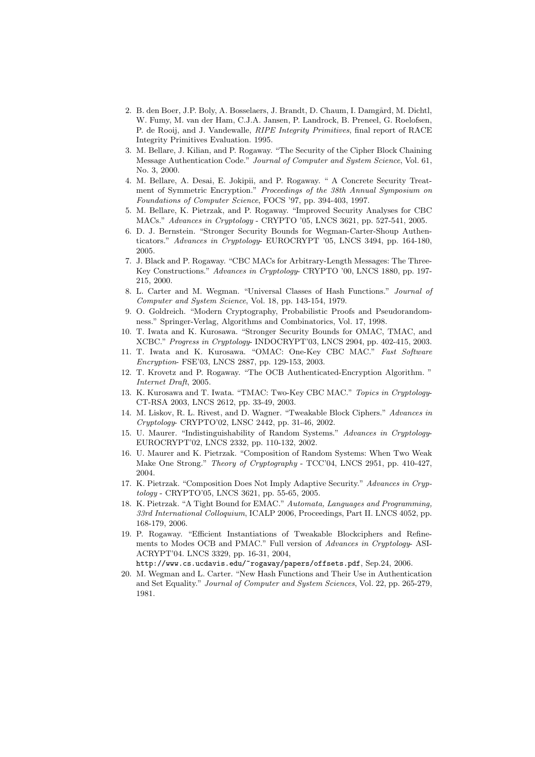2. B. den Boer, J.P. Boly, A. Bosselaers, J. Brandt, D. Chaum, I. Damgård, M. Dichtl, W. Fumy, M. van der Ham, C.J.A. Jansen, P. Landrock, B. Preneel, G. Roelofsen, P. de Rooij, and J. Vandewalle, *RIPE Integrity Primitives*, final report of RACE Integrity Primitives Evaluation. 1995.
3. M. Bellare, J. Kilian, and P. Rogaway. "The Security of the Cipher Block Chaining Message Authentication Code." *Journal of Computer and System Science*, Vol. 61, No. 3, 2000.
4. M. Bellare, A. Desai, E. Jokipii, and P. Rogaway. " A Concrete Security Treatment of Symmetric Encryption." *Proceedings of the 38th Annual Symposium on Foundations of Computer Science*, FOCS '97, pp. 394-403, 1997.
5. M. Bellare, K. Pietrzak, and P. Rogaway. "Improved Security Analyses for CBC MACs." *Advances in Cryptology* - CRYPTO '05, LNCS 3621, pp. 527-541, 2005.
6. D. J. Bernstein. "Stronger Security Bounds for Wegman-Carter-Shoup Authenticators." *Advances in Cryptology*- EUROCRYPT '05, LNCS 3494, pp. 164-180, 2005.
7. J. Black and P. Rogaway. "CBC MACs for Arbitrary-Length Messages: The Three-Key Constructions." *Advances in Cryptology*- CRYPTO '00, LNCS 1880, pp. 197-215, 2000.
8. L. Carter and M. Wegman. "Universal Classes of Hash Functions." *Journal of Computer and System Science*, Vol. 18, pp. 143-154, 1979.
9. O. Goldreich. "Modern Cryptography, Probabilistic Proofs and Pseudorandomness." Springer-Verlag, Algorithms and Combinatorics, Vol. 17, 1998.
10. T. Iwata and K. Kurosawa. "Stronger Security Bounds for OMAC, TMAC, and XCBC." *Progress in Cryptology*- INDOCRYPT'03, LNCS 2904, pp. 402-415, 2003.
11. T. Iwata and K. Kurosawa. "OMAC: One-Key CBC MAC." *Fast Software Encryption*- FSE'03, LNCS 2887, pp. 129-153, 2003.
12. T. Krovetz and P. Rogaway. "The OCB Authenticated-Encryption Algorithm. " *Internet Draft*, 2005.
13. K. Kurosawa and T. Iwata. "TMAC: Two-Key CBC MAC." *Topics in Cryptology*-CT-RSA 2003, LNCS 2612, pp. 33-49, 2003.
14. M. Liskov, R. L. Rivest, and D. Wagner. "Tweakable Block Ciphers." *Advances in Cryptology*- CRYPTO'02, LNSC 2442, pp. 31-46, 2002.
15. U. Maurer. "Indistinguishability of Random Systems." *Advances in Cryptology*-EUROCRYPT'02, LNCS 2332, pp. 110-132, 2002.
16. U. Maurer and K. Pietrzak. "Composition of Random Systems: When Two Weak Make One Strong." *Theory of Cryptography* - TCC'04, LNCS 2951, pp. 410-427, 2004.
17. K. Pietrzak. "Composition Does Not Imply Adaptive Security." *Advances in Cryptology* - CRYPTO'05, LNCS 3621, pp. 55-65, 2005.
18. K. Pietrzak. "A Tight Bound for EMAC." *Automata, Languages and Programming, 33rd International Colloquium*, ICALP 2006, Proceedings, Part II. LNCS 4052, pp. 168-179, 2006.
19. P. Rogaway. "Efficient Instantiations of Tweakable Blockciphers and Refinements to Modes OCB and PMAC." Full version of *Advances in Cryptology*- ASIACRYPT'04. LNCS 3329, pp. 16-31, 2004, `http://www.cs.ucdavis.edu/~rogaway/papers/offsets.pdf`, Sep.24, 2006.
20. M. Wegman and L. Carter. "New Hash Functions and Their Use in Authentication and Set Equality." *Journal of Computer and System Sciences*, Vol. 22, pp. 265-279, 1981.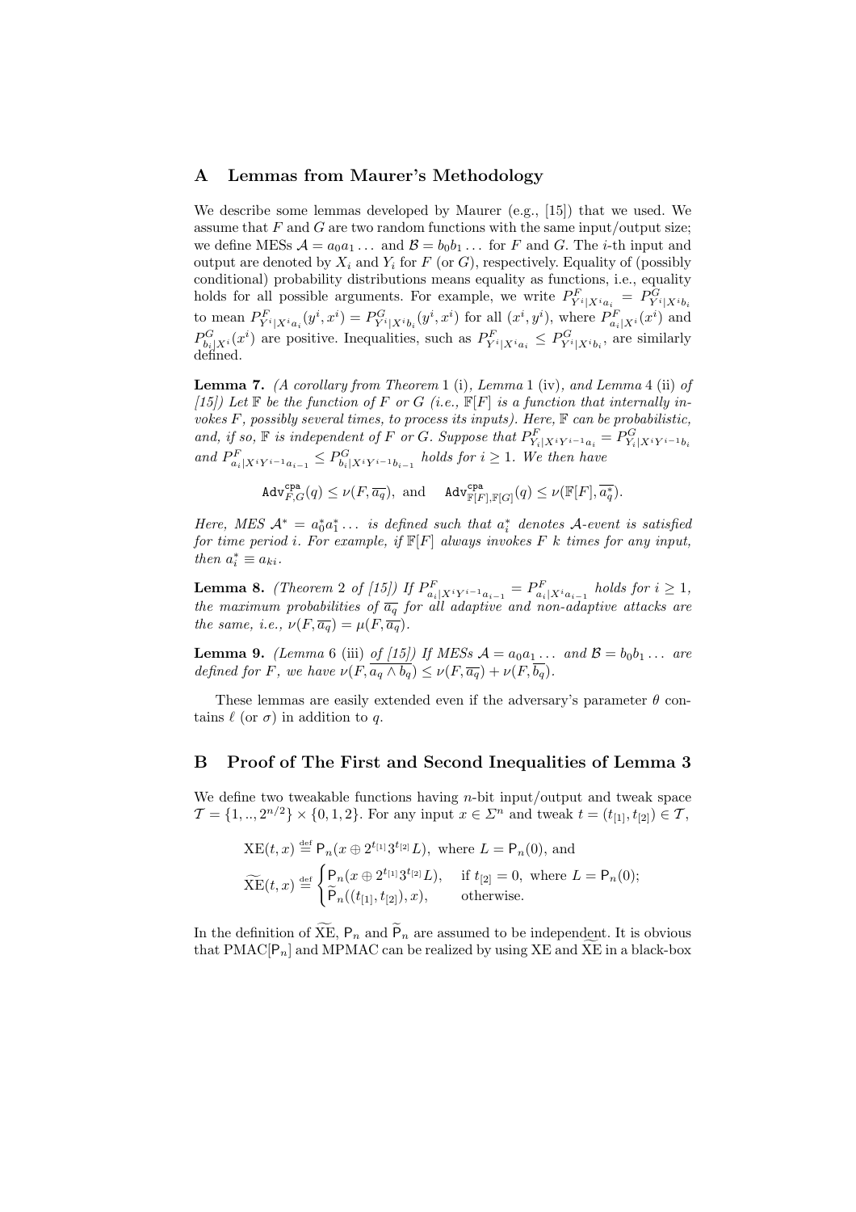## A Lemmas from Maurer's Methodology

We describe some lemmas developed by Maurer (e.g., [15]) that we used. We assume that $F$ and $G$ are two random functions with the same input/output size; we define MESs $\mathcal{A} = a_0 a_1 \dots$ and $\mathcal{B} = b_0 b_1 \dots$ for $F$ and $G$. The $i$-th input and output are denoted by $X_i$ and $Y_i$ for $F$ (or $G$), respectively. Equality of (possibly conditional) probability distributions means equality as functions, i.e., equality holds for all possible arguments. For example, we write $P^F_{Y^i|X^i a_i} = P^G_{Y^i|X^i b_i}$ to mean $P^F_{Y^i|X^i a_i}(y^i, x^i) = P^G_{Y^i|X^i b_i}(y^i, x^i)$ for all $(x^i, y^i)$, where $P^F_{a_i|X^i}(x^i)$ and $P^G_{b_i|X^i}(x^i)$ are positive. Inequalities, such as $P^F_{Y^i|X^i a_i} \le P^G_{Y^i|X^i b_i}$, are similarly defined.

**Lemma 7.** *(A corollary from Theorem* 1 (i)*, Lemma* 1 (iv)*, and Lemma* 4 (ii) *of [15]) Let $\mathbb{F}$ be the function of $F$ or $G$ (i.e., $\mathbb{F}[F]$ is a function that internally invokes $F$, possibly several times, to process its inputs). Here, $\mathbb{F}$ can be probabilistic, and, if so, $\mathbb{F}$ is independent of $F$ or $G$. Suppose that $P^F_{Y_i|X^i Y^{i-1} a_i} = P^G_{Y_i|X^i Y^{i-1} b_i}$ and $P^F_{a_i|X^i Y^{i-1} a_{i-1}} \le P^G_{b_i|X^i Y^{i-1} b_{i-1}}$ holds for $i \ge 1$. We then have*

$$\mathtt{Adv}^{\mathtt{cpa}}_{F,G}(q) \le \nu(F, \overline{a_q}), \text{ and } \quad \mathtt{Adv}^{\mathtt{cpa}}_{\mathbb{F}[F],\mathbb{F}[G]}(q) \le \nu(\mathbb{F}[F], \overline{a^*_q}).$$

*Here, MES $\mathcal{A}^* = a^*_0 a^*_1 \dots$ is defined such that $a^*_i$ denotes $\mathcal{A}$-event is satisfied for time period $i$. For example, if $\mathbb{F}[F]$ always invokes $F$ $k$ times for any input, then $a^*_i \equiv a_{ki}$.*

**Lemma 8.** *(Theorem* 2 *of [15]) If $P^F_{a_i|X^i Y^{i-1} a_{i-1}} = P^F_{a_i|X^i a_{i-1}}$ holds for $i \ge 1$, the maximum probabilities of $\overline{a_q}$ for all adaptive and non-adaptive attacks are the same, i.e., $\nu(F, \overline{a_q}) = \mu(F, \overline{a_q})$.*

**Lemma 9.** *(Lemma* 6 (iii) *of [15]) If MESs $\mathcal{A} = a_0 a_1 \dots$ and $\mathcal{B} = b_0 b_1 \dots$ are defined for $F$, we have $\nu(F, \overline{a_q \wedge b_q}) \le \nu(F, \overline{a_q}) + \nu(F, \overline{b_q})$.*

These lemmas are easily extended even if the adversary's parameter $\theta$ contains $\ell$ (or $\sigma$) in addition to $q$.

## B Proof of The First and Second Inequalities of Lemma 3

We define two tweakable functions having $n$-bit input/output and tweak space $\mathcal{T} = \{1, .., 2^{n/2}\} \times \{0, 1, 2\}$. For any input $x \in \Sigma^n$ and tweak $t = (t_{[1]}, t_{[2]}) \in \mathcal{T}$,

$$\mathrm{XE}(t, x) \overset{\text{def}}{=} \mathsf{P}_n(x \oplus 2^{t_{[1]}} 3^{t_{[2]}} L), \text{ where } L = \mathsf{P}_n(0), \text{ and}$$

$$\widetilde{\mathrm{XE}}(t, x) \overset{\text{def}}{=} \begin{cases} \mathsf{P}_n(x \oplus 2^{t_{[1]}} 3^{t_{[2]}} L), & \text{if } t_{[2]} = 0, \text{ where } L = \mathsf{P}_n(0); \\ \widetilde{\mathsf{P}}_n((t_{[1]}, t_{[2]}), x), & \text{otherwise.} \end{cases}$$

In the definition of $\widetilde{\mathrm{XE}}$, $\mathsf{P}_n$ and $\widetilde{\mathsf{P}}_n$ are assumed to be independent. It is obvious that $\mathrm{PMAC}[\mathsf{P}_n]$ and MPMAC can be realized by using XE and $\widetilde{\mathrm{XE}}$ in a black-box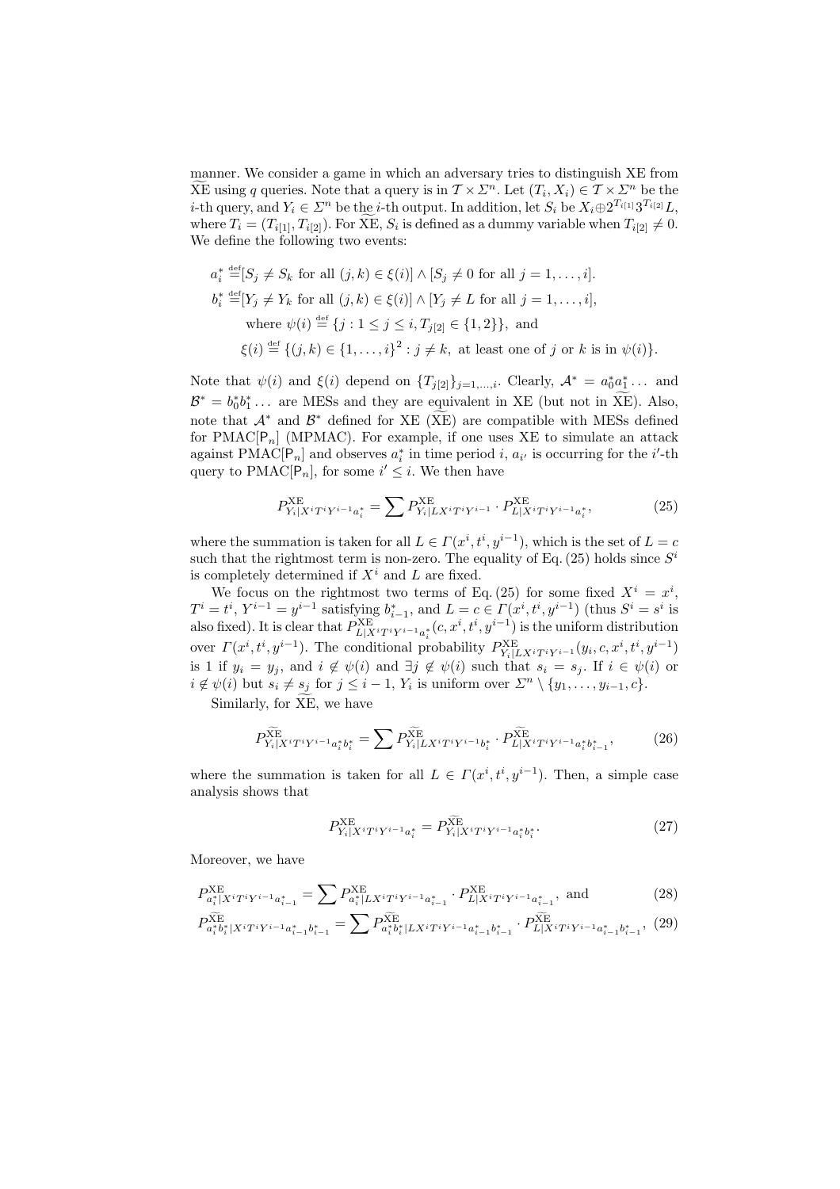manner. We consider a game in which an adversary tries to distinguish XE from $\widetilde{\mathrm{XE}}$ using $q$ queries. Note that a query is in $\mathcal{T} \times \Sigma^n$. Let $(T_i, X_i) \in \mathcal{T} \times \Sigma^n$ be the $i$-th query, and $Y_i \in \Sigma^n$ be the $i$-th output. In addition, let $S_i$ be $X_i \oplus 2^{T_{i[1]}} 3^{T_{i[2]}} L$, where $T_i = (T_{i[1]}, T_{i[2]})$. For $\widetilde{\mathrm{XE}}$, $S_i$ is defined as a dummy variable when $T_{i[2]} \neq 0$. We define the following two events:

$$a_i^* \stackrel{\text{def}}{=} [S_j \neq S_k \text{ for all } (j,k) \in \xi(i)] \wedge [S_j \neq 0 \text{ for all } j = 1, \dots, i].$$

$$b_i^* \stackrel{\text{def}}{=} [Y_j \neq Y_k \text{ for all } (j,k) \in \xi(i)] \wedge [Y_j \neq L \text{ for all } j = 1, \dots, i],$$

$$\text{where } \psi(i) \stackrel{\text{def}}{=} \{j : 1 \leq j \leq i, T_{j[2]} \in \{1,2\}\}, \text{ and}$$

$$\xi(i) \stackrel{\text{def}}{=} \{(j,k) \in \{1, \dots, i\}^2 : j \neq k, \text{ at least one of } j \text{ or } k \text{ is in } \psi(i)\}.$$

Note that $\psi(i)$ and $\xi(i)$ depend on $\{T_{j[2]}\}_{j=1,\dots,i}$. Clearly, $\mathcal{A}^* = a_0^* a_1^* \dots$ and $\mathcal{B}^* = b_0^* b_1^* \dots$ are MESs and they are equivalent in XE (but not in $\widetilde{\mathrm{XE}}$). Also, note that $\mathcal{A}^*$ and $\mathcal{B}^*$ defined for XE ($\widetilde{\mathrm{XE}}$) are compatible with MESs defined for PMAC[$\mathsf{P}_n$] (MPMAC). For example, if one uses XE to simulate an attack against PMAC[$\mathsf{P}_n$] and observes $a_i^*$ in time period $i$, $a_{i'}$ is occurring for the $i'$-th query to PMAC[$\mathsf{P}_n$], for some $i' \leq i$. We then have

$$P^{\mathrm{XE}}_{Y_i | X^i T^i Y^{i-1} a_i^*} = \sum P^{\mathrm{XE}}_{Y_i | L X^i T^i Y^{i-1}} \cdot P^{\mathrm{XE}}_{L | X^i T^i Y^{i-1} a_i^*}, \tag{25}$$

where the summation is taken for all $L \in \Gamma(x^i, t^i, y^{i-1})$, which is the set of $L = c$ such that the rightmost term is non-zero. The equality of Eq. (25) holds since $S^i$ is completely determined if $X^i$ and $L$ are fixed.

We focus on the rightmost two terms of Eq. (25) for some fixed $X^i = x^i$, $T^i = t^i$, $Y^{i-1} = y^{i-1}$ satisfying $b_{i-1}^*$, and $L = c \in \Gamma(x^i, t^i, y^{i-1})$ (thus $S^i = s^i$ is also fixed). It is clear that $P^{\mathrm{XE}}_{L | X^i T^i Y^{i-1} a_i^*}(c, x^i, t^i, y^{i-1})$ is the uniform distribution over $\Gamma(x^i, t^i, y^{i-1})$. The conditional probability $P^{\mathrm{XE}}_{Y_i | L X^i T^i Y^{i-1}}(y_i, c, x^i, t^i, y^{i-1})$ is 1 if $y_i = y_j$, and $i \notin \psi(i)$ and $\exists j \notin \psi(i)$ such that $s_i = s_j$. If $i \in \psi(i)$ or $i \notin \psi(i)$ but $s_i \neq s_j$ for $j \leq i-1$, $Y_i$ is uniform over $\Sigma^n \setminus \{y_1, \dots, y_{i-1}, c\}$.

Similarly, for $\widetilde{\mathrm{XE}}$, we have

$$P^{\widetilde{\mathrm{XE}}}_{Y_i | X^i T^i Y^{i-1} a_i^* b_i^*} = \sum P^{\widetilde{\mathrm{XE}}}_{Y_i | L X^i T^i Y^{i-1} b_i^*} \cdot P^{\widetilde{\mathrm{XE}}}_{L | X^i T^i Y^{i-1} a_i^* b_{i-1}^*}, \tag{26}$$

where the summation is taken for all $L \in \Gamma(x^i, t^i, y^{i-1})$. Then, a simple case analysis shows that

$$P^{\mathrm{XE}}_{Y_i | X^i T^i Y^{i-1} a_i^*} = P^{\widetilde{\mathrm{XE}}}_{Y_i | X^i T^i Y^{i-1} a_i^* b_i^*}. \tag{27}$$

Moreover, we have

$$P^{\mathrm{XE}}_{a_i^* | X^i T^i Y^{i-1} a_{i-1}^*} = \sum P^{\mathrm{XE}}_{a_i^* | L X^i T^i Y^{i-1} a_{i-1}^*} \cdot P^{\mathrm{XE}}_{L | X^i T^i Y^{i-1} a_{i-1}^*}, \text{ and} \tag{28}$$

$$P^{\widetilde{\mathrm{XE}}}_{a_i^* b_i^* | X^i T^i Y^{i-1} a_{i-1}^* b_{i-1}^*} = \sum P^{\widetilde{\mathrm{XE}}}_{a_i^* b_i^* | L X^i T^i Y^{i-1} a_{i-1}^* b_{i-1}^*} \cdot P^{\widetilde{\mathrm{XE}}}_{L | X^i T^i Y^{i-1} a_{i-1}^* b_{i-1}^*}, \tag{29}$$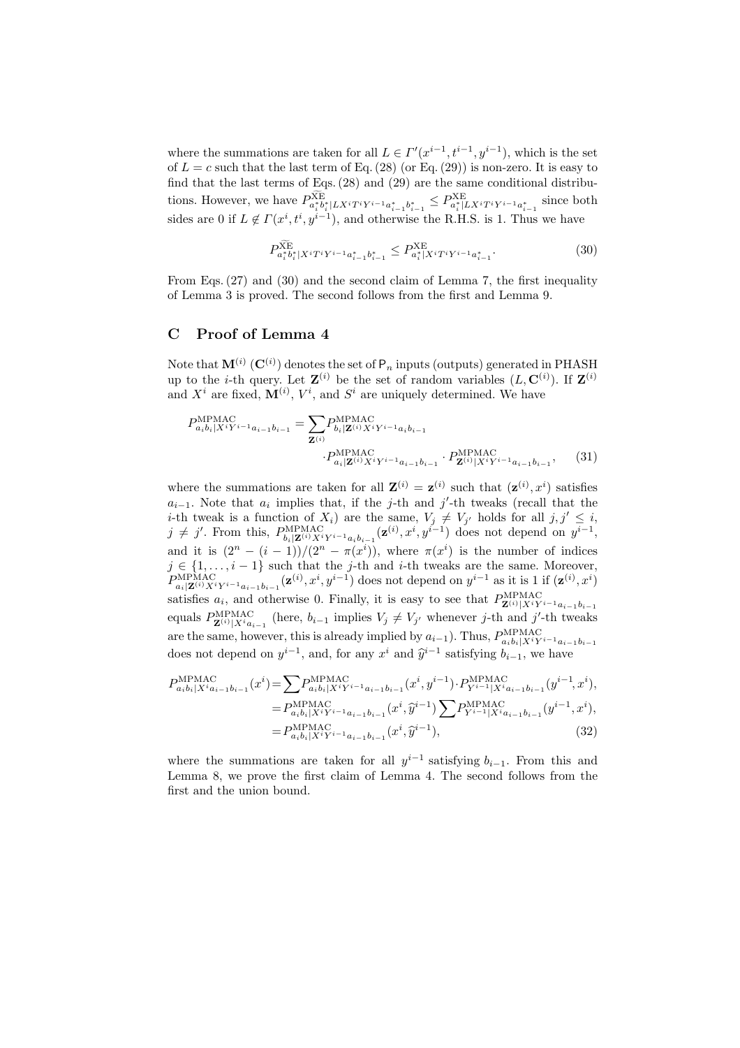where the summations are taken for all $L \in \Gamma'(x^{i-1}, t^{i-1}, y^{i-1})$, which is the set of $L = c$ such that the last term of Eq. (28) (or Eq. (29)) is non-zero. It is easy to find that the last terms of Eqs. (28) and (29) are the same conditional distributions. However, we have $P^{\widetilde{\mathrm{XE}}}_{a_i^* b_i^* | L X^i T^i Y^{i-1} a_{i-1}^* b_{i-1}^*} \le P^{\mathrm{XE}}_{a_i^* | L X^i T^i Y^{i-1} a_{i-1}^*}$ since both sides are 0 if $L \notin \Gamma(x^i, t^i, y^{i-1})$, and otherwise the R.H.S. is 1. Thus we have

$$
P^{\widetilde{\mathrm{XE}}}_{a_i^* b_i^* | X^i T^i Y^{i-1} a_{i-1}^* b_{i-1}^*} \le P^{\mathrm{XE}}_{a_i^* | X^i T^i Y^{i-1} a_{i-1}^*}. \tag{30}
$$

From Eqs. (27) and (30) and the second claim of Lemma 7, the first inequality of Lemma 3 is proved. The second follows from the first and Lemma 9.

## C Proof of Lemma 4

Note that $\mathbf{M}^{(i)}$ ($\mathbf{C}^{(i)}$) denotes the set of $\mathsf{P}_n$ inputs (outputs) generated in PHASH up to the $i$-th query. Let $\mathbf{Z}^{(i)}$ be the set of random variables $(L, \mathbf{C}^{(i)})$. If $\mathbf{Z}^{(i)}$ and $X^i$ are fixed, $\mathbf{M}^{(i)}$, $V^i$, and $S^i$ are uniquely determined. We have

$$
\begin{aligned}
P^{\mathrm{MPMAC}}_{a_i b_i | X^i Y^{i-1} a_{i-1} b_{i-1}} = \sum_{\mathbf{Z}^{(i)}} & P^{\mathrm{MPMAC}}_{b_i | \mathbf{Z}^{(i)} X^i Y^{i-1} a_i b_{i-1}} \\
& \cdot P^{\mathrm{MPMAC}}_{a_i | \mathbf{Z}^{(i)} X^i Y^{i-1} a_{i-1} b_{i-1}} \cdot P^{\mathrm{MPMAC}}_{\mathbf{Z}^{(i)} | X^i Y^{i-1} a_{i-1} b_{i-1}},
\end{aligned} \tag{31}
$$

where the summations are taken for all $\mathbf{Z}^{(i)} = \mathbf{z}^{(i)}$ such that $(\mathbf{z}^{(i)}, x^i)$ satisfies $a_{i-1}$. Note that $a_i$ implies that, if the $j$-th and $j'$-th tweaks (recall that the $i$-th tweak is a function of $X_i$) are the same, $V_j \ne V_{j'}$ holds for all $j, j' \le i$, $j \ne j'$. From this, $P^{\mathrm{MPMAC}}_{b_i | \mathbf{Z}^{(i)} X^i Y^{i-1} a_i b_{i-1}}(\mathbf{z}^{(i)}, x^i, y^{i-1})$ does not depend on $y^{i-1}$, and it is $(2^n - (i-1))/(2^n - \pi(x^i))$, where $\pi(x^i)$ is the number of indices $j \in \{1, \dots, i-1\}$ such that the $j$-th and $i$-th tweaks are the same. Moreover, $P^{\mathrm{MPMAC}}_{a_i | \mathbf{Z}^{(i)} X^i Y^{i-1} a_{i-1} b_{i-1}}(\mathbf{z}^{(i)}, x^i, y^{i-1})$ does not depend on $y^{i-1}$ as it is 1 if $(\mathbf{z}^{(i)}, x^i)$ satisfies $a_i$, and otherwise 0. Finally, it is easy to see that $P^{\mathrm{MPMAC}}_{\mathbf{Z}^{(i)} | X^i Y^{i-1} a_{i-1} b_{i-1}}$ equals $P^{\mathrm{MPMAC}}_{\mathbf{Z}^{(i)} | X^i a_{i-1}}$ (here, $b_{i-1}$ implies $V_j \ne V_{j'}$ whenever $j$-th and $j'$-th tweaks are the same, however, this is already implied by $a_{i-1}$). Thus, $P^{\mathrm{MPMAC}}_{a_i b_i | X^i Y^{i-1} a_{i-1} b_{i-1}}$ does not depend on $y^{i-1}$, and, for any $x^i$ and $\widehat{y}^{i-1}$ satisfying $b_{i-1}$, we have

$$
\begin{aligned}
P^{\mathrm{MPMAC}}_{a_i b_i | X^i a_{i-1} b_{i-1}}(x^i) &= \sum P^{\mathrm{MPMAC}}_{a_i b_i | X^i Y^{i-1} a_{i-1} b_{i-1}}(x^i, y^{i-1}) \cdot P^{\mathrm{MPMAC}}_{Y^{i-1} | X^i a_{i-1} b_{i-1}}(y^{i-1}, x^i), \\
&= P^{\mathrm{MPMAC}}_{a_i b_i | X^i Y^{i-1} a_{i-1} b_{i-1}}(x^i, \widehat{y}^{i-1}) \sum P^{\mathrm{MPMAC}}_{Y^{i-1} | X^i a_{i-1} b_{i-1}}(y^{i-1}, x^i), \\
&= P^{\mathrm{MPMAC}}_{a_i b_i | X^i Y^{i-1} a_{i-1} b_{i-1}}(x^i, \widehat{y}^{i-1}),
\end{aligned} \tag{32}
$$

where the summations are taken for all $y^{i-1}$ satisfying $b_{i-1}$. From this and Lemma 8, we prove the first claim of Lemma 4. The second follows from the first and the union bound.